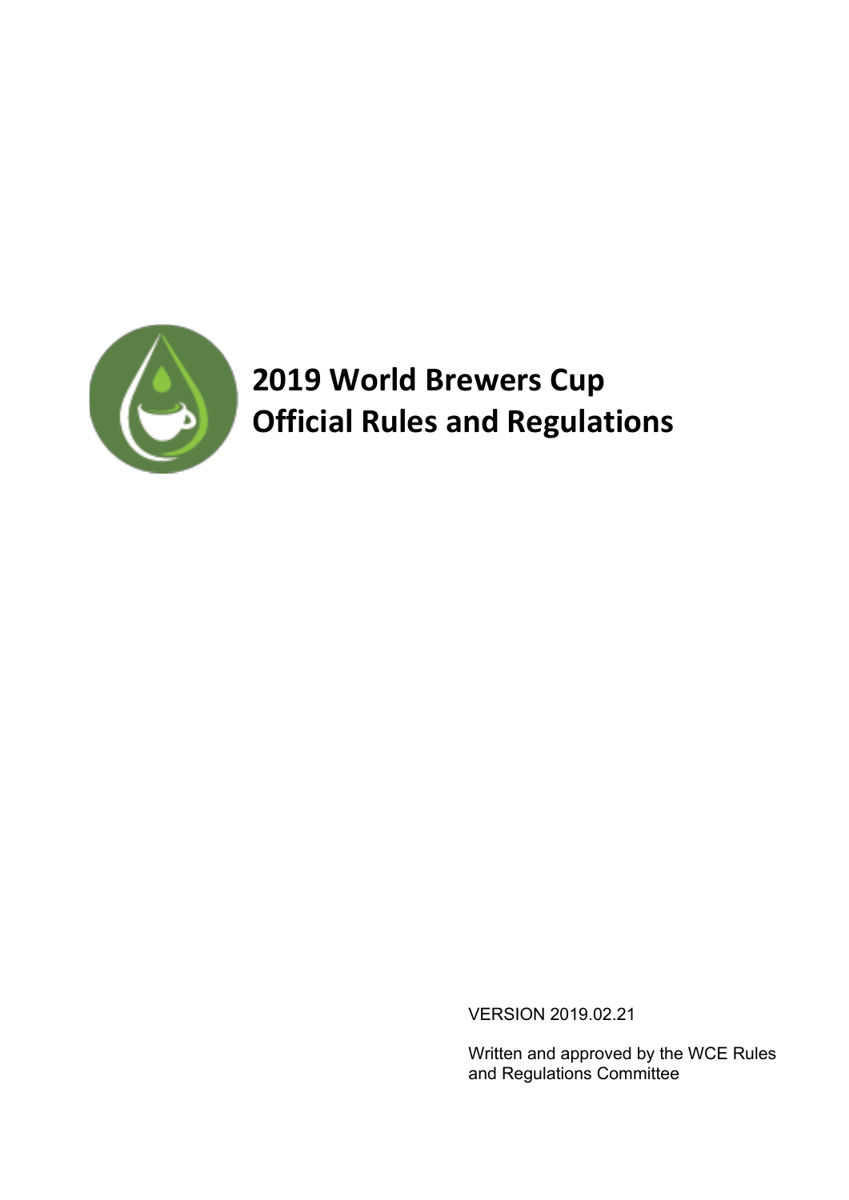# 2019 World Brewers Cup
# Official Rules and Regulations

VERSION 2019.02.21

Written and approved by the WCE Rules and Regulations Committee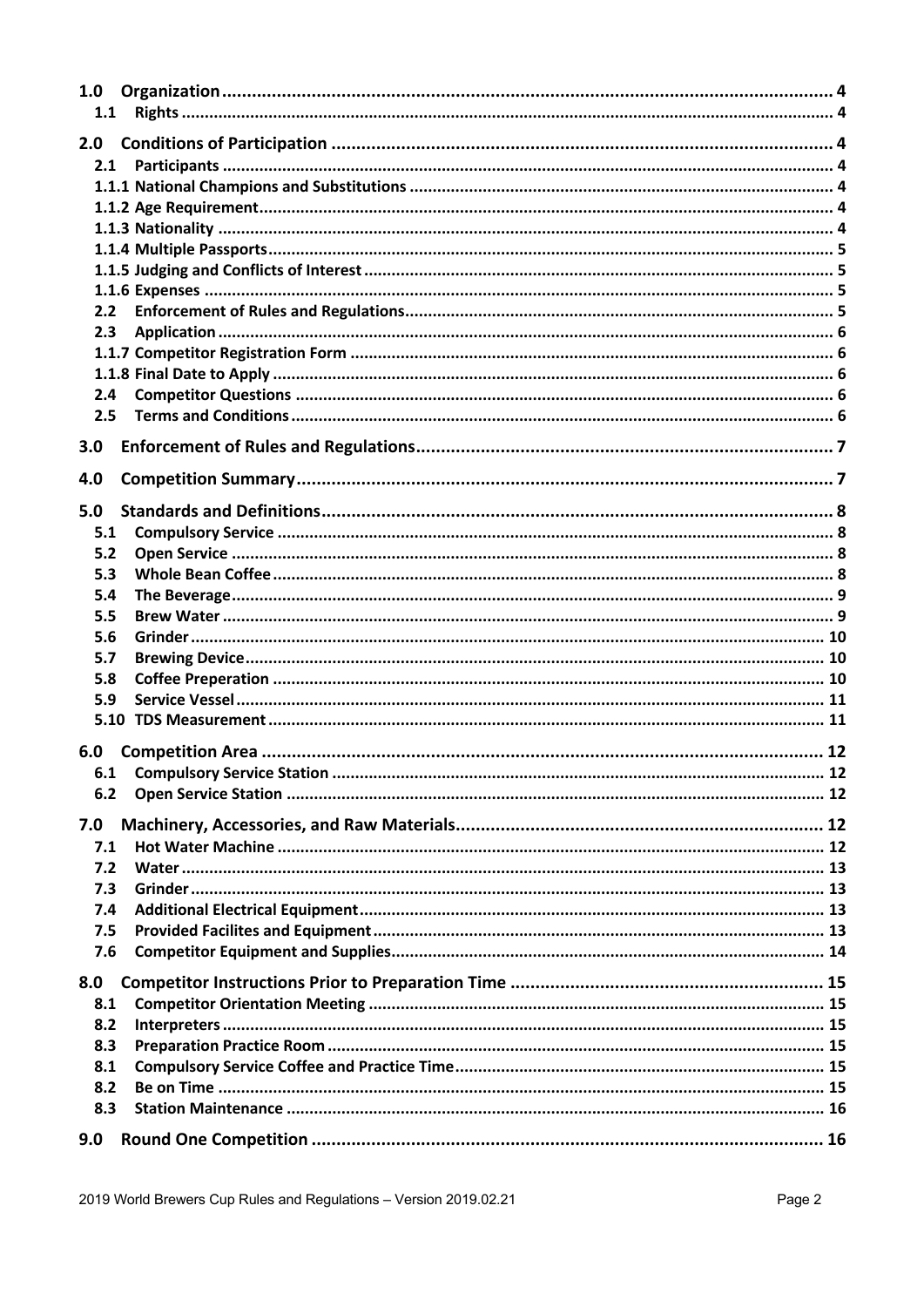- **1.0 Organization** .... 4
  - **1.1 Rights** .... 4
- **2.0 Conditions of Participation** .... 4
  - **2.1 Participants** .... 4
  - **1.1.1 National Champions and Substitutions** .... 4
  - **1.1.2 Age Requirement** .... 4
  - **1.1.3 Nationality** .... 4
  - **1.1.4 Multiple Passports** .... 5
  - **1.1.5 Judging and Conflicts of Interest** .... 5
  - **1.1.6 Expenses** .... 5
  - **2.2 Enforcement of Rules and Regulations** .... 5
  - **2.3 Application** .... 6
  - **1.1.7 Competitor Registration Form** .... 6
  - **1.1.8 Final Date to Apply** .... 6
  - **2.4 Competitor Questions** .... 6
  - **2.5 Terms and Conditions** .... 6
- **3.0 Enforcement of Rules and Regulations** .... 7
- **4.0 Competition Summary** .... 7
- **5.0 Standards and Definitions** .... 8
  - **5.1 Compulsory Service** .... 8
  - **5.2 Open Service** .... 8
  - **5.3 Whole Bean Coffee** .... 8
  - **5.4 The Beverage** .... 9
  - **5.5 Brew Water** .... 9
  - **5.6 Grinder** .... 10
  - **5.7 Brewing Device** .... 10
  - **5.8 Coffee Preperation** .... 10
  - **5.9 Service Vessel** .... 11
  - **5.10 TDS Measurement** .... 11
- **6.0 Competition Area** .... 12
  - **6.1 Compulsory Service Station** .... 12
  - **6.2 Open Service Station** .... 12
- **7.0 Machinery, Accessories, and Raw Materials** .... 12
  - **7.1 Hot Water Machine** .... 12
  - **7.2 Water** .... 13
  - **7.3 Grinder** .... 13
  - **7.4 Additional Electrical Equipment** .... 13
  - **7.5 Provided Facilites and Equipment** .... 13
  - **7.6 Competitor Equipment and Supplies** .... 14
- **8.0 Competitor Instructions Prior to Preparation Time** .... 15
  - **8.1 Competitor Orientation Meeting** .... 15
  - **8.2 Interpreters** .... 15
  - **8.3 Preparation Practice Room** .... 15
  - **8.1 Compulsory Service Coffee and Practice Time** .... 15
  - **8.2 Be on Time** .... 15
  - **8.3 Station Maintenance** .... 16
- **9.0 Round One Competition** .... 16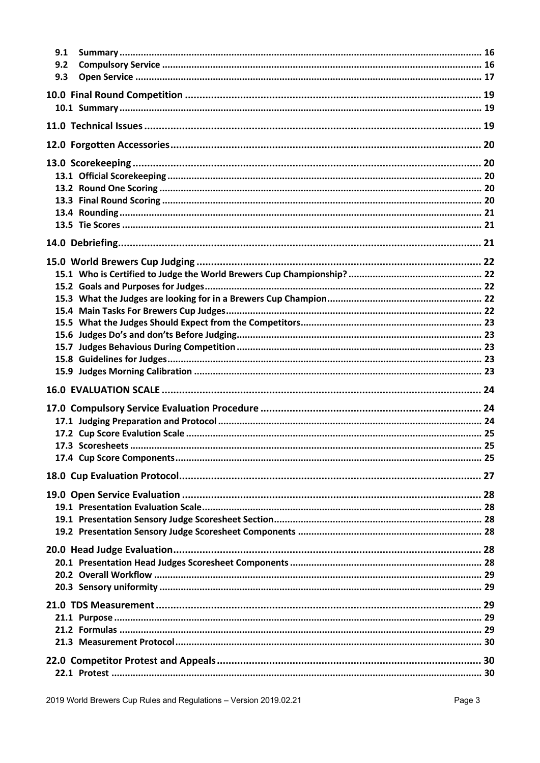9.1 Summary ............................................................ 16
9.2 Compulsory Service ............................................................ 16
9.3 Open Service ............................................................ 17

**10.0 Final Round Competition** ............................................................ 19
10.1 Summary ............................................................ 19

**11.0 Technical Issues** ............................................................ 19

**12.0 Forgotten Accessories** ............................................................ 20

**13.0 Scorekeeping** ............................................................ 20
13.1 Official Scorekeeping ............................................................ 20
13.2 Round One Scoring ............................................................ 20
13.3 Final Round Scoring ............................................................ 20
13.4 Rounding ............................................................ 21
13.5 Tie Scores ............................................................ 21

**14.0 Debriefing** ............................................................ 21

**15.0 World Brewers Cup Judging** ............................................................ 22
15.1 Who is Certified to Judge the World Brewers Cup Championship? ............................................................ 22
15.2 Goals and Purposes for Judges ............................................................ 22
15.3 What the Judges are looking for in a Brewers Cup Champion ............................................................ 22
15.4 Main Tasks For Brewers Cup Judges ............................................................ 22
15.5 What the Judges Should Expect from the Competitors ............................................................ 23
15.6 Judges Do's and don'ts Before Judging ............................................................ 23
15.7 Judges Behavious During Competition ............................................................ 23
15.8 Guidelines for Judges ............................................................ 23
15.9 Judges Morning Calibration ............................................................ 23

**16.0 EVALUATION SCALE** ............................................................ 24

**17.0 Compulsory Service Evaluation Procedure** ............................................................ 24
17.1 Judging Preparation and Protocol ............................................................ 24
17.2 Cup Score Evalution Scale ............................................................ 25
17.3 Scoresheets ............................................................ 25
17.4 Cup Score Components ............................................................ 25

**18.0 Cup Evaluation Protocol** ............................................................ 27

**19.0 Open Service Evaluation** ............................................................ 28
19.1 Presentation Evaluation Scale ............................................................ 28
19.1 Presentation Sensory Judge Scoresheet Section ............................................................ 28
19.2 Presentation Sensory Judge Scoresheet Components ............................................................ 28

**20.0 Head Judge Evaluation** ............................................................ 28
20.1 Presentation Head Judges Scoresheet Components ............................................................ 28
20.2 Overall Workflow ............................................................ 29
20.3 Sensory uniformity ............................................................ 29

**21.0 TDS Measurement** ............................................................ 29
21.1 Purpose ............................................................ 29
21.2 Formulas ............................................................ 29
21.3 Measurement Protocol ............................................................ 30

**22.0 Competitor Protest and Appeals** ............................................................ 30
22.1 Protest ............................................................ 30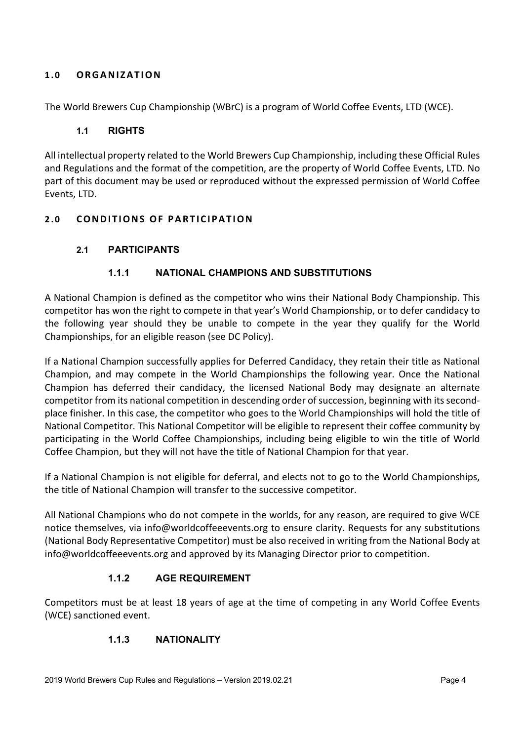## 1.0 ORGANIZATION

The World Brewers Cup Championship (WBrC) is a program of World Coffee Events, LTD (WCE).

### 1.1 RIGHTS

All intellectual property related to the World Brewers Cup Championship, including these Official Rules and Regulations and the format of the competition, are the property of World Coffee Events, LTD. No part of this document may be used or reproduced without the expressed permission of World Coffee Events, LTD.

## 2.0 CONDITIONS OF PARTICIPATION

### 2.1 PARTICIPANTS

#### 1.1.1 NATIONAL CHAMPIONS AND SUBSTITUTIONS

A National Champion is defined as the competitor who wins their National Body Championship. This competitor has won the right to compete in that year's World Championship, or to defer candidacy to the following year should they be unable to compete in the year they qualify for the World Championships, for an eligible reason (see DC Policy).

If a National Champion successfully applies for Deferred Candidacy, they retain their title as National Champion, and may compete in the World Championships the following year. Once the National Champion has deferred their candidacy, the licensed National Body may designate an alternate competitor from its national competition in descending order of succession, beginning with its second-place finisher. In this case, the competitor who goes to the World Championships will hold the title of National Competitor. This National Competitor will be eligible to represent their coffee community by participating in the World Coffee Championships, including being eligible to win the title of World Coffee Champion, but they will not have the title of National Champion for that year.

If a National Champion is not eligible for deferral, and elects not to go to the World Championships, the title of National Champion will transfer to the successive competitor.

All National Champions who do not compete in the worlds, for any reason, are required to give WCE notice themselves, via info@worldcoffeeevents.org to ensure clarity. Requests for any substitutions (National Body Representative Competitor) must be also received in writing from the National Body at info@worldcoffeeevents.org and approved by its Managing Director prior to competition.

#### 1.1.2 AGE REQUIREMENT

Competitors must be at least 18 years of age at the time of competing in any World Coffee Events (WCE) sanctioned event.

#### 1.1.3 NATIONALITY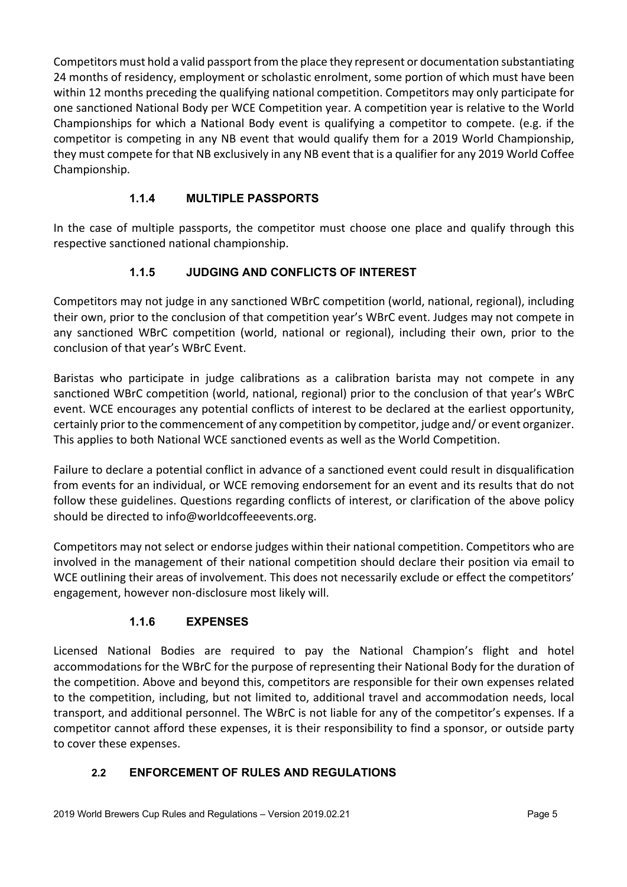Competitors must hold a valid passport from the place they represent or documentation substantiating 24 months of residency, employment or scholastic enrolment, some portion of which must have been within 12 months preceding the qualifying national competition. Competitors may only participate for one sanctioned National Body per WCE Competition year. A competition year is relative to the World Championships for which a National Body event is qualifying a competitor to compete. (e.g. if the competitor is competing in any NB event that would qualify them for a 2019 World Championship, they must compete for that NB exclusively in any NB event that is a qualifier for any 2019 World Coffee Championship.

#### 1.1.4 MULTIPLE PASSPORTS

In the case of multiple passports, the competitor must choose one place and qualify through this respective sanctioned national championship.

#### 1.1.5 JUDGING AND CONFLICTS OF INTEREST

Competitors may not judge in any sanctioned WBrC competition (world, national, regional), including their own, prior to the conclusion of that competition year's WBrC event. Judges may not compete in any sanctioned WBrC competition (world, national or regional), including their own, prior to the conclusion of that year's WBrC Event.

Baristas who participate in judge calibrations as a calibration barista may not compete in any sanctioned WBrC competition (world, national, regional) prior to the conclusion of that year's WBrC event. WCE encourages any potential conflicts of interest to be declared at the earliest opportunity, certainly prior to the commencement of any competition by competitor, judge and/ or event organizer. This applies to both National WCE sanctioned events as well as the World Competition.

Failure to declare a potential conflict in advance of a sanctioned event could result in disqualification from events for an individual, or WCE removing endorsement for an event and its results that do not follow these guidelines. Questions regarding conflicts of interest, or clarification of the above policy should be directed to info@worldcoffeeevents.org.

Competitors may not select or endorse judges within their national competition. Competitors who are involved in the management of their national competition should declare their position via email to WCE outlining their areas of involvement. This does not necessarily exclude or effect the competitors' engagement, however non-disclosure most likely will.

#### 1.1.6 EXPENSES

Licensed National Bodies are required to pay the National Champion's flight and hotel accommodations for the WBrC for the purpose of representing their National Body for the duration of the competition. Above and beyond this, competitors are responsible for their own expenses related to the competition, including, but not limited to, additional travel and accommodation needs, local transport, and additional personnel. The WBrC is not liable for any of the competitor's expenses. If a competitor cannot afford these expenses, it is their responsibility to find a sponsor, or outside party to cover these expenses.

### 2.2 ENFORCEMENT OF RULES AND REGULATIONS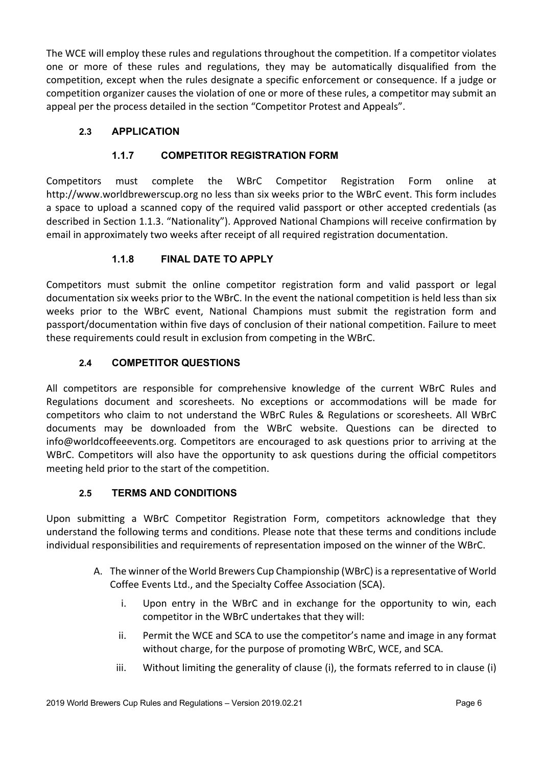The WCE will employ these rules and regulations throughout the competition. If a competitor violates one or more of these rules and regulations, they may be automatically disqualified from the competition, except when the rules designate a specific enforcement or consequence. If a judge or competition organizer causes the violation of one or more of these rules, a competitor may submit an appeal per the process detailed in the section "Competitor Protest and Appeals".

## 2.3 APPLICATION

### 1.1.7 COMPETITOR REGISTRATION FORM

Competitors must complete the WBrC Competitor Registration Form online at http://www.worldbrewerscup.org no less than six weeks prior to the WBrC event. This form includes a space to upload a scanned copy of the required valid passport or other accepted credentials (as described in Section 1.1.3. "Nationality"). Approved National Champions will receive confirmation by email in approximately two weeks after receipt of all required registration documentation.

### 1.1.8 FINAL DATE TO APPLY

Competitors must submit the online competitor registration form and valid passport or legal documentation six weeks prior to the WBrC. In the event the national competition is held less than six weeks prior to the WBrC event, National Champions must submit the registration form and passport/documentation within five days of conclusion of their national competition. Failure to meet these requirements could result in exclusion from competing in the WBrC.

## 2.4 COMPETITOR QUESTIONS

All competitors are responsible for comprehensive knowledge of the current WBrC Rules and Regulations document and scoresheets. No exceptions or accommodations will be made for competitors who claim to not understand the WBrC Rules & Regulations or scoresheets. All WBrC documents may be downloaded from the WBrC website. Questions can be directed to info@worldcoffeeevents.org. Competitors are encouraged to ask questions prior to arriving at the WBrC. Competitors will also have the opportunity to ask questions during the official competitors meeting held prior to the start of the competition.

## 2.5 TERMS AND CONDITIONS

Upon submitting a WBrC Competitor Registration Form, competitors acknowledge that they understand the following terms and conditions. Please note that these terms and conditions include individual responsibilities and requirements of representation imposed on the winner of the WBrC.

A. The winner of the World Brewers Cup Championship (WBrC) is a representative of World Coffee Events Ltd., and the Specialty Coffee Association (SCA).

   i. Upon entry in the WBrC and in exchange for the opportunity to win, each competitor in the WBrC undertakes that they will:

   ii. Permit the WCE and SCA to use the competitor's name and image in any format without charge, for the purpose of promoting WBrC, WCE, and SCA.

   iii. Without limiting the generality of clause (i), the formats referred to in clause (i)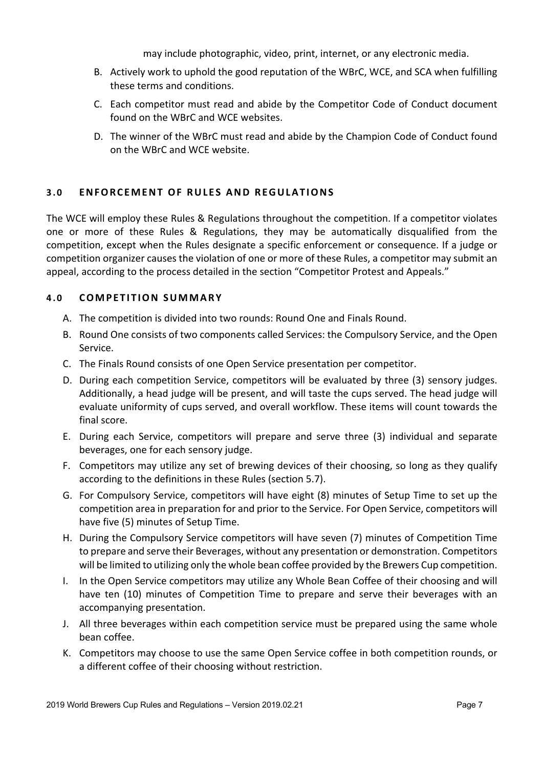may include photographic, video, print, internet, or any electronic media.

B. Actively work to uphold the good reputation of the WBrC, WCE, and SCA when fulfilling these terms and conditions.

C. Each competitor must read and abide by the Competitor Code of Conduct document found on the WBrC and WCE websites.

D. The winner of the WBrC must read and abide by the Champion Code of Conduct found on the WBrC and WCE website.

## 3.0 ENFORCEMENT OF RULES AND REGULATIONS

The WCE will employ these Rules & Regulations throughout the competition. If a competitor violates one or more of these Rules & Regulations, they may be automatically disqualified from the competition, except when the Rules designate a specific enforcement or consequence. If a judge or competition organizer causes the violation of one or more of these Rules, a competitor may submit an appeal, according to the process detailed in the section "Competitor Protest and Appeals."

## 4.0 COMPETITION SUMMARY

A. The competition is divided into two rounds: Round One and Finals Round.

B. Round One consists of two components called Services: the Compulsory Service, and the Open Service.

C. The Finals Round consists of one Open Service presentation per competitor.

D. During each competition Service, competitors will be evaluated by three (3) sensory judges. Additionally, a head judge will be present, and will taste the cups served. The head judge will evaluate uniformity of cups served, and overall workflow. These items will count towards the final score.

E. During each Service, competitors will prepare and serve three (3) individual and separate beverages, one for each sensory judge.

F. Competitors may utilize any set of brewing devices of their choosing, so long as they qualify according to the definitions in these Rules (section 5.7).

G. For Compulsory Service, competitors will have eight (8) minutes of Setup Time to set up the competition area in preparation for and prior to the Service. For Open Service, competitors will have five (5) minutes of Setup Time.

H. During the Compulsory Service competitors will have seven (7) minutes of Competition Time to prepare and serve their Beverages, without any presentation or demonstration. Competitors will be limited to utilizing only the whole bean coffee provided by the Brewers Cup competition.

I. In the Open Service competitors may utilize any Whole Bean Coffee of their choosing and will have ten (10) minutes of Competition Time to prepare and serve their beverages with an accompanying presentation.

J. All three beverages within each competition service must be prepared using the same whole bean coffee.

K. Competitors may choose to use the same Open Service coffee in both competition rounds, or a different coffee of their choosing without restriction.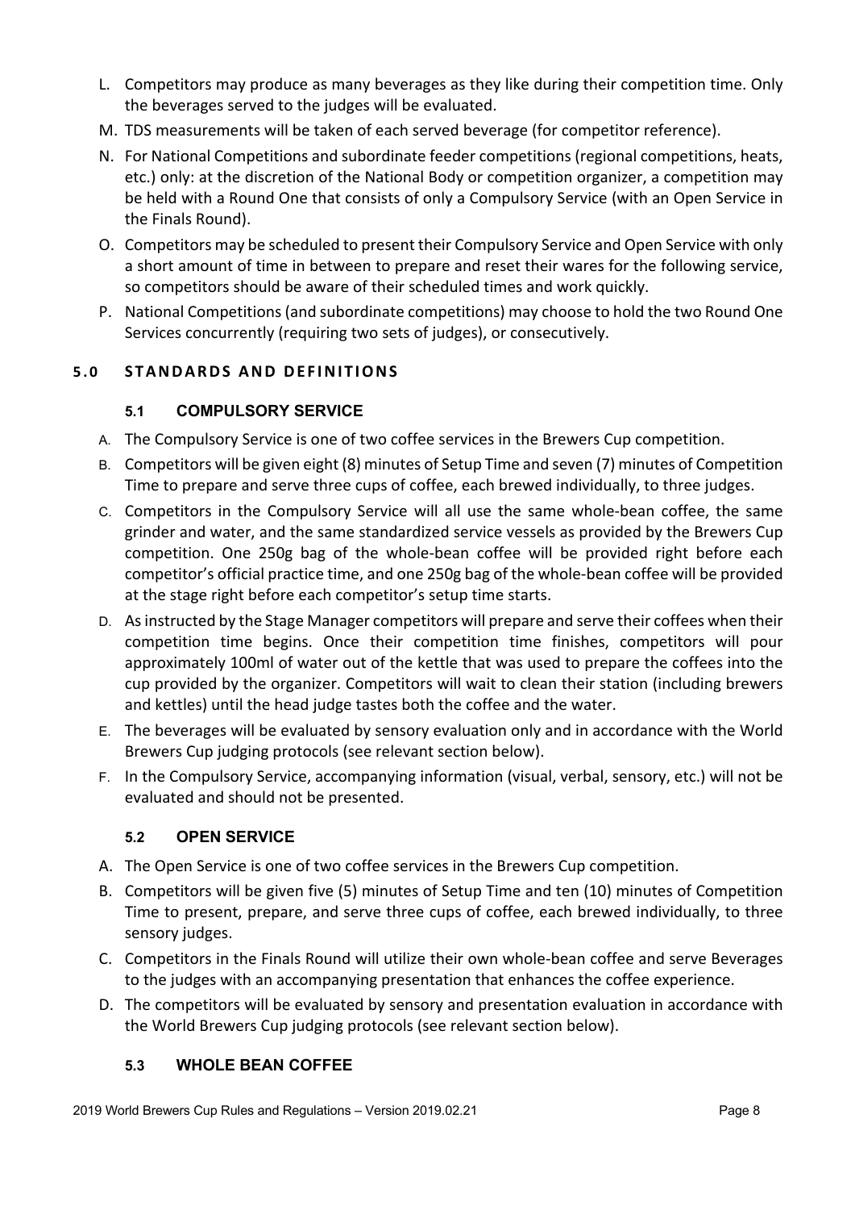L. Competitors may produce as many beverages as they like during their competition time. Only the beverages served to the judges will be evaluated.

M. TDS measurements will be taken of each served beverage (for competitor reference).

N. For National Competitions and subordinate feeder competitions (regional competitions, heats, etc.) only: at the discretion of the National Body or competition organizer, a competition may be held with a Round One that consists of only a Compulsory Service (with an Open Service in the Finals Round).

O. Competitors may be scheduled to present their Compulsory Service and Open Service with only a short amount of time in between to prepare and reset their wares for the following service, so competitors should be aware of their scheduled times and work quickly.

P. National Competitions (and subordinate competitions) may choose to hold the two Round One Services concurrently (requiring two sets of judges), or consecutively.

## 5.0 STANDARDS AND DEFINITIONS

### 5.1 COMPULSORY SERVICE

A. The Compulsory Service is one of two coffee services in the Brewers Cup competition.

B. Competitors will be given eight (8) minutes of Setup Time and seven (7) minutes of Competition Time to prepare and serve three cups of coffee, each brewed individually, to three judges.

C. Competitors in the Compulsory Service will all use the same whole-bean coffee, the same grinder and water, and the same standardized service vessels as provided by the Brewers Cup competition. One 250g bag of the whole-bean coffee will be provided right before each competitor's official practice time, and one 250g bag of the whole-bean coffee will be provided at the stage right before each competitor's setup time starts.

D. As instructed by the Stage Manager competitors will prepare and serve their coffees when their competition time begins. Once their competition time finishes, competitors will pour approximately 100ml of water out of the kettle that was used to prepare the coffees into the cup provided by the organizer. Competitors will wait to clean their station (including brewers and kettles) until the head judge tastes both the coffee and the water.

E. The beverages will be evaluated by sensory evaluation only and in accordance with the World Brewers Cup judging protocols (see relevant section below).

F. In the Compulsory Service, accompanying information (visual, verbal, sensory, etc.) will not be evaluated and should not be presented.

### 5.2 OPEN SERVICE

A. The Open Service is one of two coffee services in the Brewers Cup competition.

B. Competitors will be given five (5) minutes of Setup Time and ten (10) minutes of Competition Time to present, prepare, and serve three cups of coffee, each brewed individually, to three sensory judges.

C. Competitors in the Finals Round will utilize their own whole-bean coffee and serve Beverages to the judges with an accompanying presentation that enhances the coffee experience.

D. The competitors will be evaluated by sensory and presentation evaluation in accordance with the World Brewers Cup judging protocols (see relevant section below).

### 5.3 WHOLE BEAN COFFEE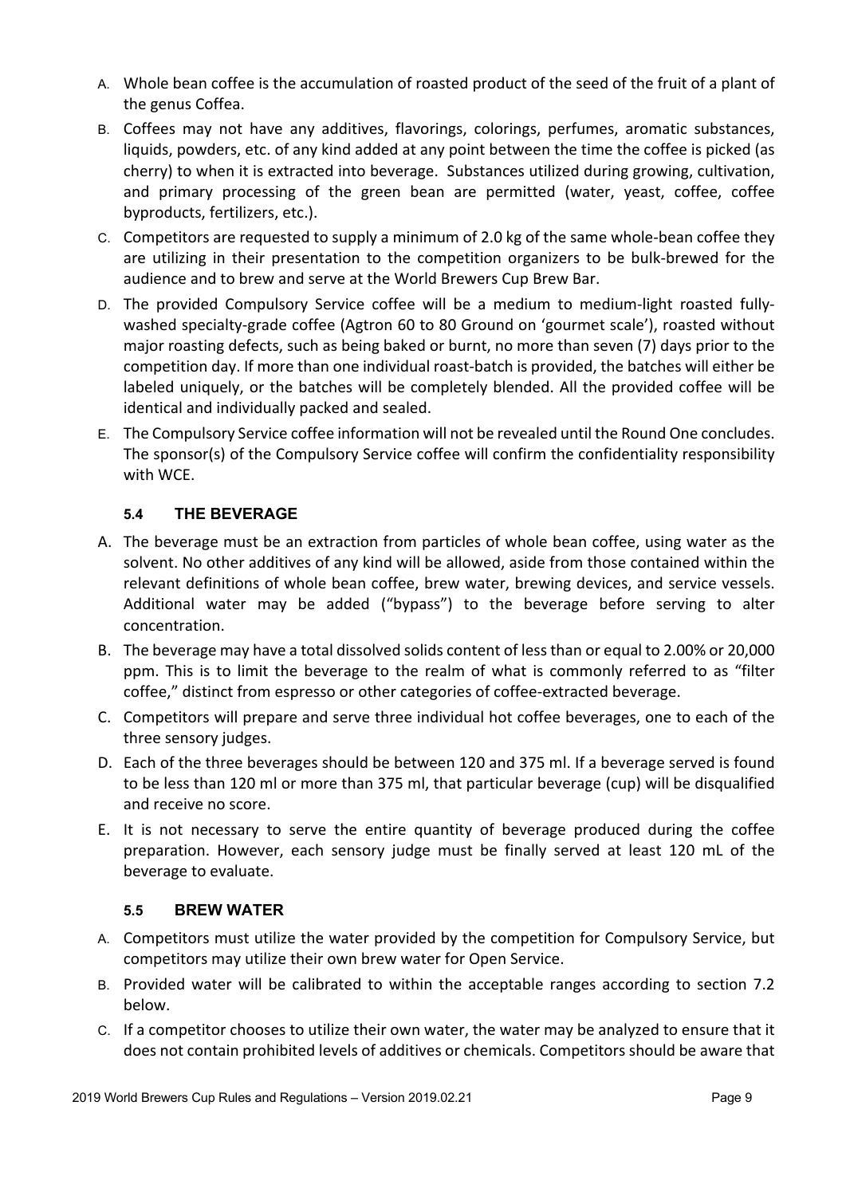A. Whole bean coffee is the accumulation of roasted product of the seed of the fruit of a plant of the genus Coffea.

B. Coffees may not have any additives, flavorings, colorings, perfumes, aromatic substances, liquids, powders, etc. of any kind added at any point between the time the coffee is picked (as cherry) to when it is extracted into beverage. Substances utilized during growing, cultivation, and primary processing of the green bean are permitted (water, yeast, coffee, coffee byproducts, fertilizers, etc.).

C. Competitors are requested to supply a minimum of 2.0 kg of the same whole-bean coffee they are utilizing in their presentation to the competition organizers to be bulk-brewed for the audience and to brew and serve at the World Brewers Cup Brew Bar.

D. The provided Compulsory Service coffee will be a medium to medium-light roasted fully-washed specialty-grade coffee (Agtron 60 to 80 Ground on 'gourmet scale'), roasted without major roasting defects, such as being baked or burnt, no more than seven (7) days prior to the competition day. If more than one individual roast-batch is provided, the batches will either be labeled uniquely, or the batches will be completely blended. All the provided coffee will be identical and individually packed and sealed.

E. The Compulsory Service coffee information will not be revealed until the Round One concludes. The sponsor(s) of the Compulsory Service coffee will confirm the confidentiality responsibility with WCE.

### 5.4 THE BEVERAGE

A. The beverage must be an extraction from particles of whole bean coffee, using water as the solvent. No other additives of any kind will be allowed, aside from those contained within the relevant definitions of whole bean coffee, brew water, brewing devices, and service vessels. Additional water may be added ("bypass") to the beverage before serving to alter concentration.

B. The beverage may have a total dissolved solids content of less than or equal to 2.00% or 20,000 ppm. This is to limit the beverage to the realm of what is commonly referred to as "filter coffee," distinct from espresso or other categories of coffee-extracted beverage.

C. Competitors will prepare and serve three individual hot coffee beverages, one to each of the three sensory judges.

D. Each of the three beverages should be between 120 and 375 ml. If a beverage served is found to be less than 120 ml or more than 375 ml, that particular beverage (cup) will be disqualified and receive no score.

E. It is not necessary to serve the entire quantity of beverage produced during the coffee preparation. However, each sensory judge must be finally served at least 120 mL of the beverage to evaluate.

### 5.5 BREW WATER

A. Competitors must utilize the water provided by the competition for Compulsory Service, but competitors may utilize their own brew water for Open Service.

B. Provided water will be calibrated to within the acceptable ranges according to section 7.2 below.

C. If a competitor chooses to utilize their own water, the water may be analyzed to ensure that it does not contain prohibited levels of additives or chemicals. Competitors should be aware that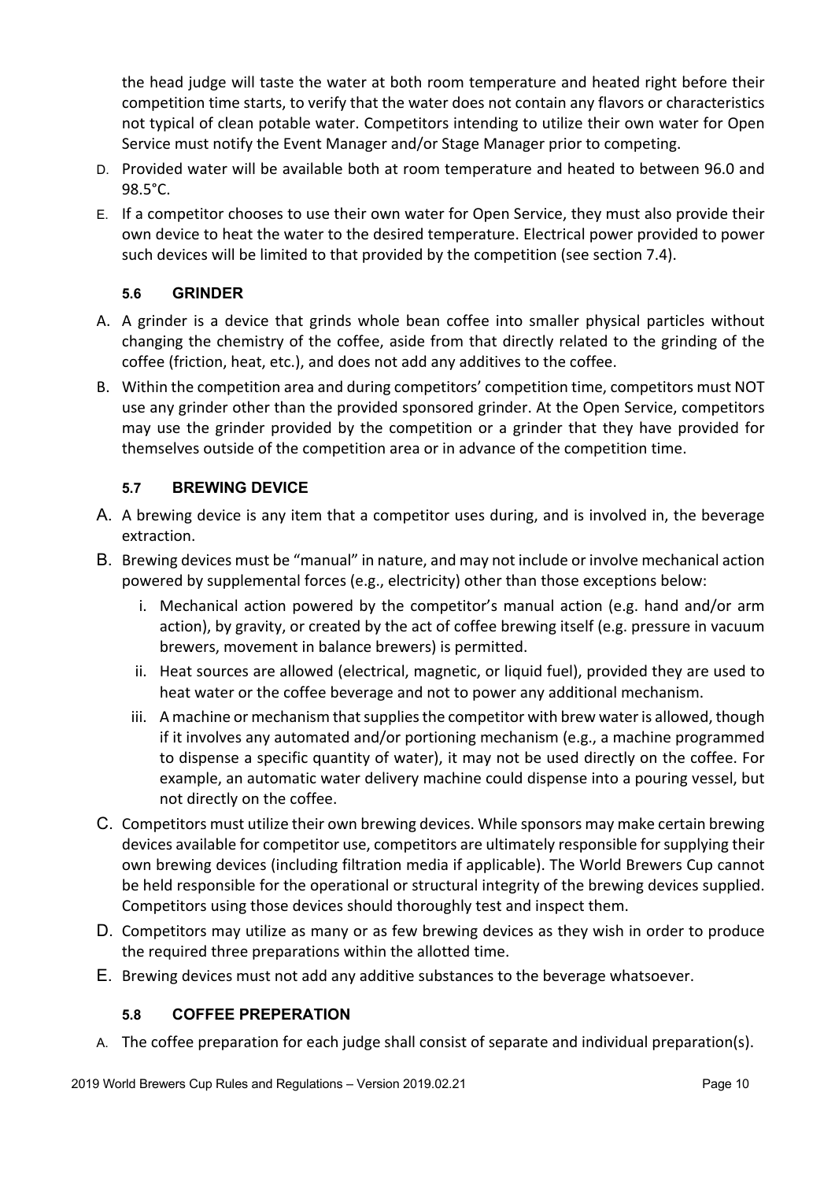the head judge will taste the water at both room temperature and heated right before their competition time starts, to verify that the water does not contain any flavors or characteristics not typical of clean potable water. Competitors intending to utilize their own water for Open Service must notify the Event Manager and/or Stage Manager prior to competing.

D. Provided water will be available both at room temperature and heated to between 96.0 and 98.5°C.

E. If a competitor chooses to use their own water for Open Service, they must also provide their own device to heat the water to the desired temperature. Electrical power provided to power such devices will be limited to that provided by the competition (see section 7.4).

### 5.6 GRINDER

A. A grinder is a device that grinds whole bean coffee into smaller physical particles without changing the chemistry of the coffee, aside from that directly related to the grinding of the coffee (friction, heat, etc.), and does not add any additives to the coffee.

B. Within the competition area and during competitors' competition time, competitors must NOT use any grinder other than the provided sponsored grinder. At the Open Service, competitors may use the grinder provided by the competition or a grinder that they have provided for themselves outside of the competition area or in advance of the competition time.

### 5.7 BREWING DEVICE

A. A brewing device is any item that a competitor uses during, and is involved in, the beverage extraction.

B. Brewing devices must be "manual" in nature, and may not include or involve mechanical action powered by supplemental forces (e.g., electricity) other than those exceptions below:

   i. Mechanical action powered by the competitor's manual action (e.g. hand and/or arm action), by gravity, or created by the act of coffee brewing itself (e.g. pressure in vacuum brewers, movement in balance brewers) is permitted.

   ii. Heat sources are allowed (electrical, magnetic, or liquid fuel), provided they are used to heat water or the coffee beverage and not to power any additional mechanism.

   iii. A machine or mechanism that supplies the competitor with brew water is allowed, though if it involves any automated and/or portioning mechanism (e.g., a machine programmed to dispense a specific quantity of water), it may not be used directly on the coffee. For example, an automatic water delivery machine could dispense into a pouring vessel, but not directly on the coffee.

C. Competitors must utilize their own brewing devices. While sponsors may make certain brewing devices available for competitor use, competitors are ultimately responsible for supplying their own brewing devices (including filtration media if applicable). The World Brewers Cup cannot be held responsible for the operational or structural integrity of the brewing devices supplied. Competitors using those devices should thoroughly test and inspect them.

D. Competitors may utilize as many or as few brewing devices as they wish in order to produce the required three preparations within the allotted time.

E. Brewing devices must not add any additive substances to the beverage whatsoever.

### 5.8 COFFEE PREPERATION

A. The coffee preparation for each judge shall consist of separate and individual preparation(s).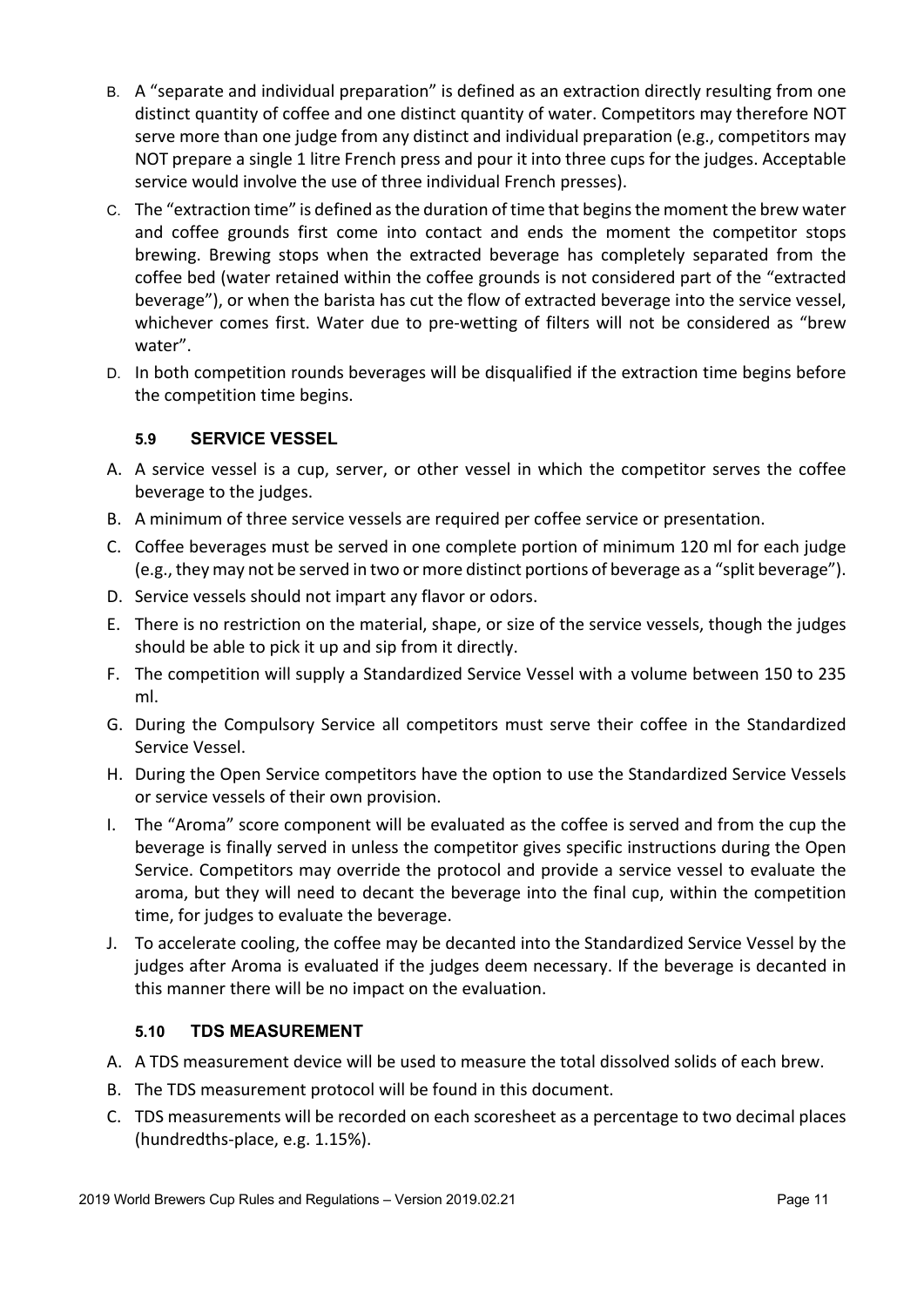B. A "separate and individual preparation" is defined as an extraction directly resulting from one distinct quantity of coffee and one distinct quantity of water. Competitors may therefore NOT serve more than one judge from any distinct and individual preparation (e.g., competitors may NOT prepare a single 1 litre French press and pour it into three cups for the judges. Acceptable service would involve the use of three individual French presses).

C. The "extraction time" is defined as the duration of time that begins the moment the brew water and coffee grounds first come into contact and ends the moment the competitor stops brewing. Brewing stops when the extracted beverage has completely separated from the coffee bed (water retained within the coffee grounds is not considered part of the "extracted beverage"), or when the barista has cut the flow of extracted beverage into the service vessel, whichever comes first. Water due to pre-wetting of filters will not be considered as "brew water".

D. In both competition rounds beverages will be disqualified if the extraction time begins before the competition time begins.

### 5.9 SERVICE VESSEL

A. A service vessel is a cup, server, or other vessel in which the competitor serves the coffee beverage to the judges.

B. A minimum of three service vessels are required per coffee service or presentation.

C. Coffee beverages must be served in one complete portion of minimum 120 ml for each judge (e.g., they may not be served in two or more distinct portions of beverage as a "split beverage").

D. Service vessels should not impart any flavor or odors.

E. There is no restriction on the material, shape, or size of the service vessels, though the judges should be able to pick it up and sip from it directly.

F. The competition will supply a Standardized Service Vessel with a volume between 150 to 235 ml.

G. During the Compulsory Service all competitors must serve their coffee in the Standardized Service Vessel.

H. During the Open Service competitors have the option to use the Standardized Service Vessels or service vessels of their own provision.

I. The "Aroma" score component will be evaluated as the coffee is served and from the cup the beverage is finally served in unless the competitor gives specific instructions during the Open Service. Competitors may override the protocol and provide a service vessel to evaluate the aroma, but they will need to decant the beverage into the final cup, within the competition time, for judges to evaluate the beverage.

J. To accelerate cooling, the coffee may be decanted into the Standardized Service Vessel by the judges after Aroma is evaluated if the judges deem necessary. If the beverage is decanted in this manner there will be no impact on the evaluation.

### 5.10 TDS MEASUREMENT

A. A TDS measurement device will be used to measure the total dissolved solids of each brew.

B. The TDS measurement protocol will be found in this document.

C. TDS measurements will be recorded on each scoresheet as a percentage to two decimal places (hundredths-place, e.g. 1.15%).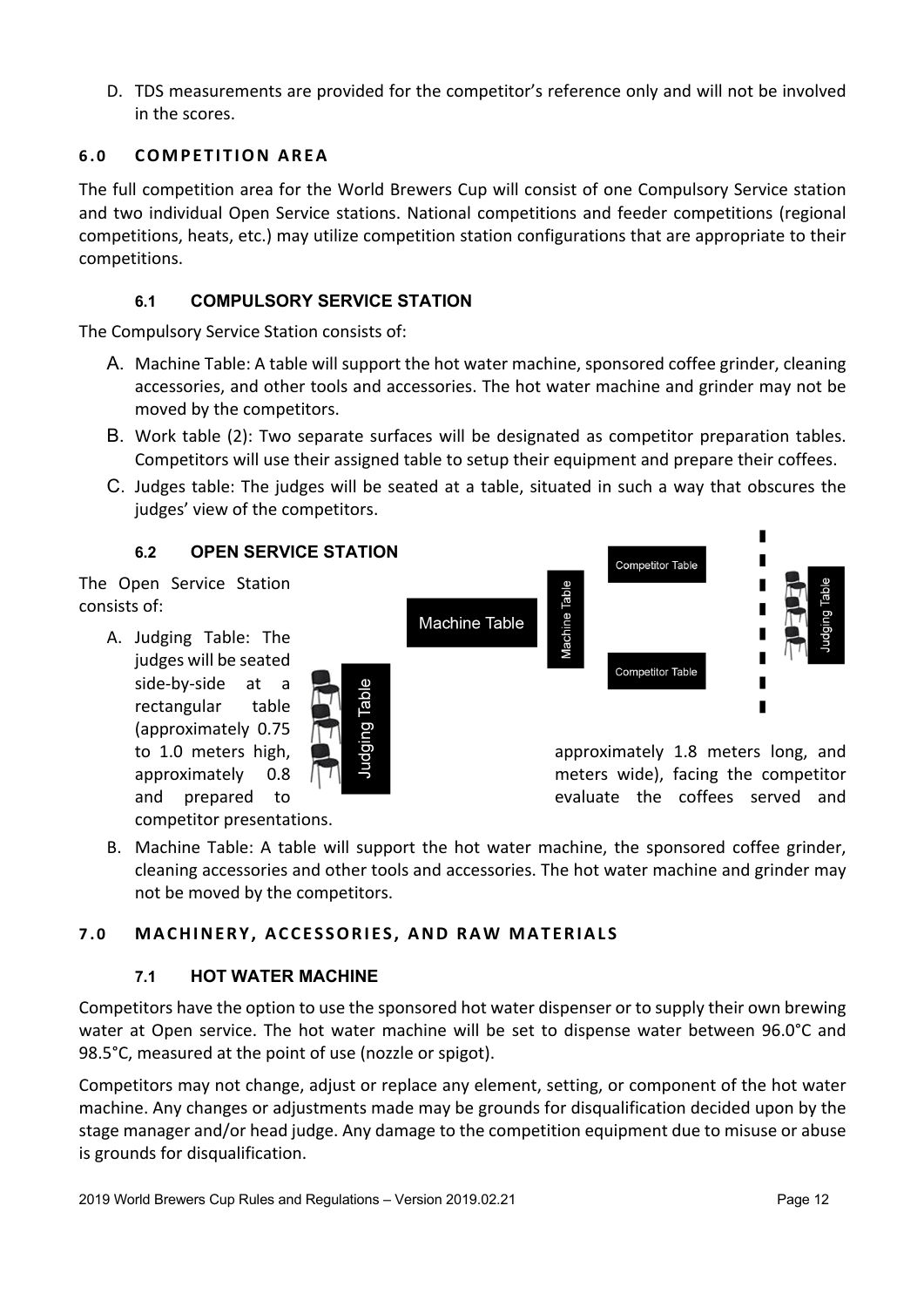D. TDS measurements are provided for the competitor's reference only and will not be involved in the scores.

## 6.0 COMPETITION AREA

The full competition area for the World Brewers Cup will consist of one Compulsory Service station and two individual Open Service stations. National competitions and feeder competitions (regional competitions, heats, etc.) may utilize competition station configurations that are appropriate to their competitions.

### 6.1 COMPULSORY SERVICE STATION

The Compulsory Service Station consists of:

A. Machine Table: A table will support the hot water machine, sponsored coffee grinder, cleaning accessories, and other tools and accessories. The hot water machine and grinder may not be moved by the competitors.

B. Work table (2): Two separate surfaces will be designated as competitor preparation tables. Competitors will use their assigned table to setup their equipment and prepare their coffees.

C. Judges table: The judges will be seated at a table, situated in such a way that obscures the judges' view of the competitors.

### 6.2 OPEN SERVICE STATION

The Open Service Station consists of:

A. Judging Table: The judges will be seated side-by-side at a rectangular table (approximately 0.75 to 1.0 meters high, approximately 1.8 meters long, and approximately 0.8 meters wide), facing the competitor and prepared to evaluate the coffees served and competitor presentations.

B. Machine Table: A table will support the hot water machine, the sponsored coffee grinder, cleaning accessories and other tools and accessories. The hot water machine and grinder may not be moved by the competitors.

## 7.0 MACHINERY, ACCESSORIES, AND RAW MATERIALS

### 7.1 HOT WATER MACHINE

Competitors have the option to use the sponsored hot water dispenser or to supply their own brewing water at Open service. The hot water machine will be set to dispense water between 96.0°C and 98.5°C, measured at the point of use (nozzle or spigot).

Competitors may not change, adjust or replace any element, setting, or component of the hot water machine. Any changes or adjustments made may be grounds for disqualification decided upon by the stage manager and/or head judge. Any damage to the competition equipment due to misuse or abuse is grounds for disqualification.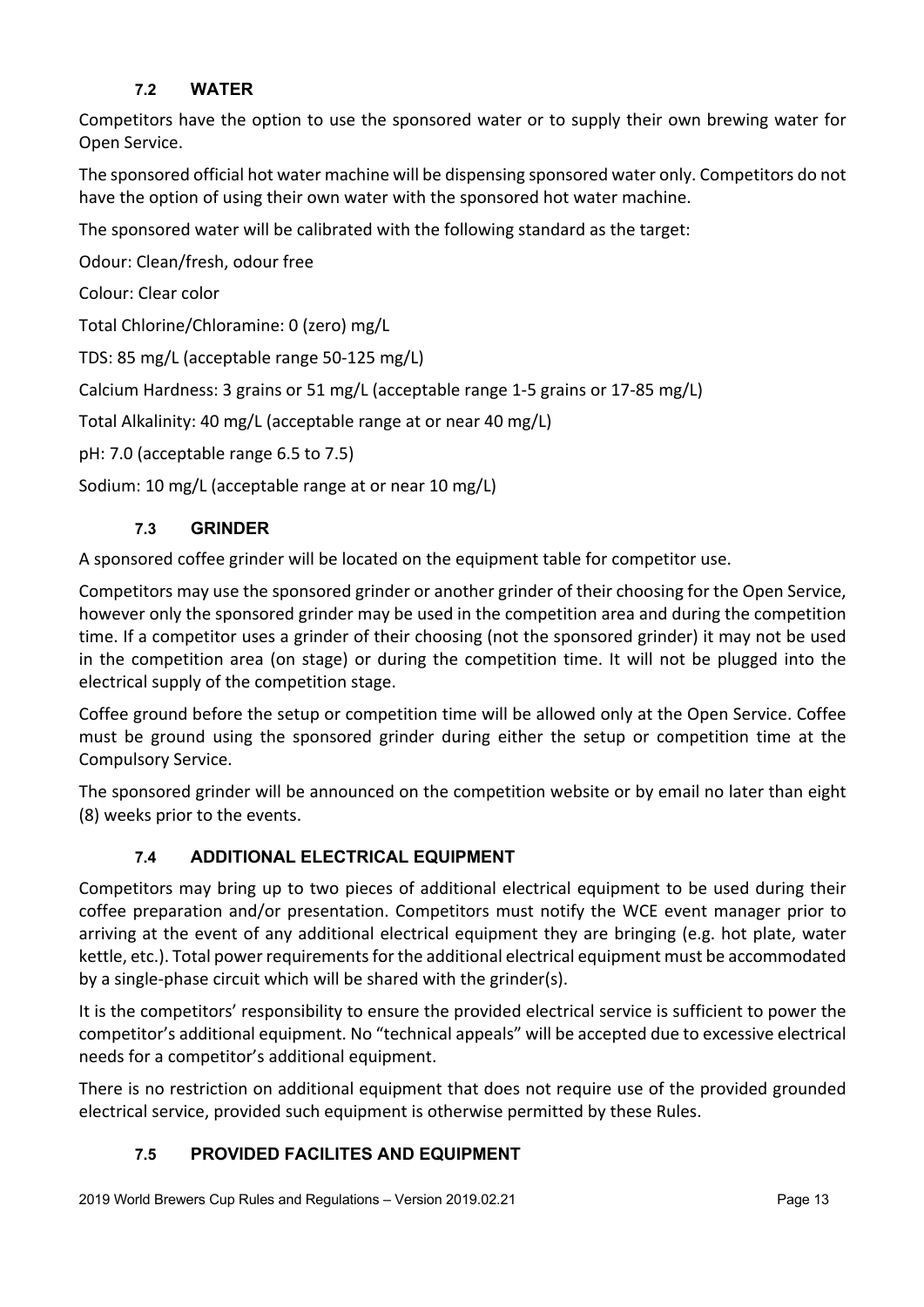### 7.2 WATER

Competitors have the option to use the sponsored water or to supply their own brewing water for Open Service.

The sponsored official hot water machine will be dispensing sponsored water only. Competitors do not have the option of using their own water with the sponsored hot water machine.

The sponsored water will be calibrated with the following standard as the target:

Odour: Clean/fresh, odour free

Colour: Clear color

Total Chlorine/Chloramine: 0 (zero) mg/L

TDS: 85 mg/L (acceptable range 50-125 mg/L)

Calcium Hardness: 3 grains or 51 mg/L (acceptable range 1-5 grains or 17-85 mg/L)

Total Alkalinity: 40 mg/L (acceptable range at or near 40 mg/L)

pH: 7.0 (acceptable range 6.5 to 7.5)

Sodium: 10 mg/L (acceptable range at or near 10 mg/L)

### 7.3 GRINDER

A sponsored coffee grinder will be located on the equipment table for competitor use.

Competitors may use the sponsored grinder or another grinder of their choosing for the Open Service, however only the sponsored grinder may be used in the competition area and during the competition time. If a competitor uses a grinder of their choosing (not the sponsored grinder) it may not be used in the competition area (on stage) or during the competition time. It will not be plugged into the electrical supply of the competition stage.

Coffee ground before the setup or competition time will be allowed only at the Open Service. Coffee must be ground using the sponsored grinder during either the setup or competition time at the Compulsory Service.

The sponsored grinder will be announced on the competition website or by email no later than eight (8) weeks prior to the events.

### 7.4 ADDITIONAL ELECTRICAL EQUIPMENT

Competitors may bring up to two pieces of additional electrical equipment to be used during their coffee preparation and/or presentation. Competitors must notify the WCE event manager prior to arriving at the event of any additional electrical equipment they are bringing (e.g. hot plate, water kettle, etc.). Total power requirements for the additional electrical equipment must be accommodated by a single-phase circuit which will be shared with the grinder(s).

It is the competitors' responsibility to ensure the provided electrical service is sufficient to power the competitor's additional equipment. No "technical appeals" will be accepted due to excessive electrical needs for a competitor's additional equipment.

There is no restriction on additional equipment that does not require use of the provided grounded electrical service, provided such equipment is otherwise permitted by these Rules.

### 7.5 PROVIDED FACILITES AND EQUIPMENT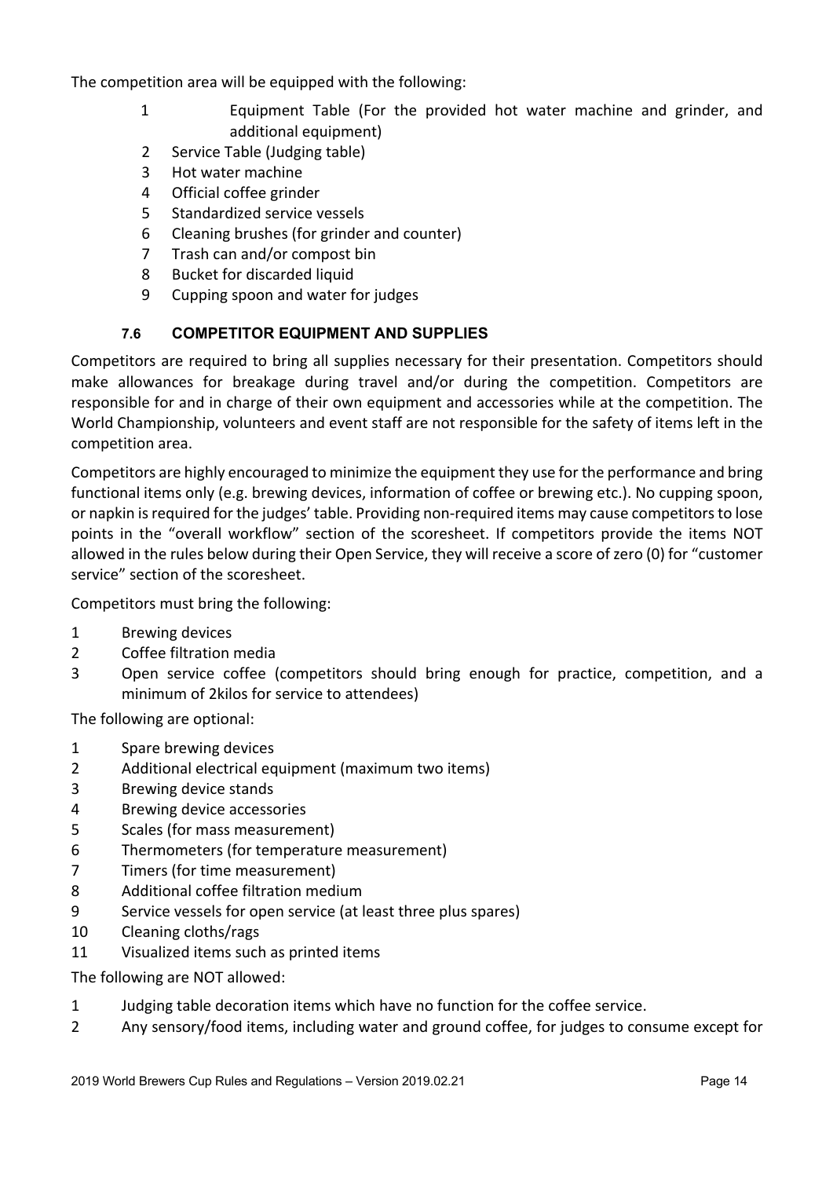The competition area will be equipped with the following:

1. Equipment Table (For the provided hot water machine and grinder, and additional equipment)
2. Service Table (Judging table)
3. Hot water machine
4. Official coffee grinder
5. Standardized service vessels
6. Cleaning brushes (for grinder and counter)
7. Trash can and/or compost bin
8. Bucket for discarded liquid
9. Cupping spoon and water for judges

### 7.6 COMPETITOR EQUIPMENT AND SUPPLIES

Competitors are required to bring all supplies necessary for their presentation. Competitors should make allowances for breakage during travel and/or during the competition. Competitors are responsible for and in charge of their own equipment and accessories while at the competition. The World Championship, volunteers and event staff are not responsible for the safety of items left in the competition area.

Competitors are highly encouraged to minimize the equipment they use for the performance and bring functional items only (e.g. brewing devices, information of coffee or brewing etc.). No cupping spoon, or napkin is required for the judges' table. Providing non-required items may cause competitors to lose points in the "overall workflow" section of the scoresheet. If competitors provide the items NOT allowed in the rules below during their Open Service, they will receive a score of zero (0) for "customer service" section of the scoresheet.

Competitors must bring the following:

1. Brewing devices
2. Coffee filtration media
3. Open service coffee (competitors should bring enough for practice, competition, and a minimum of 2kilos for service to attendees)

The following are optional:

1. Spare brewing devices
2. Additional electrical equipment (maximum two items)
3. Brewing device stands
4. Brewing device accessories
5. Scales (for mass measurement)
6. Thermometers (for temperature measurement)
7. Timers (for time measurement)
8. Additional coffee filtration medium
9. Service vessels for open service (at least three plus spares)
10. Cleaning cloths/rags
11. Visualized items such as printed items

The following are NOT allowed:

1. Judging table decoration items which have no function for the coffee service.
2. Any sensory/food items, including water and ground coffee, for judges to consume except for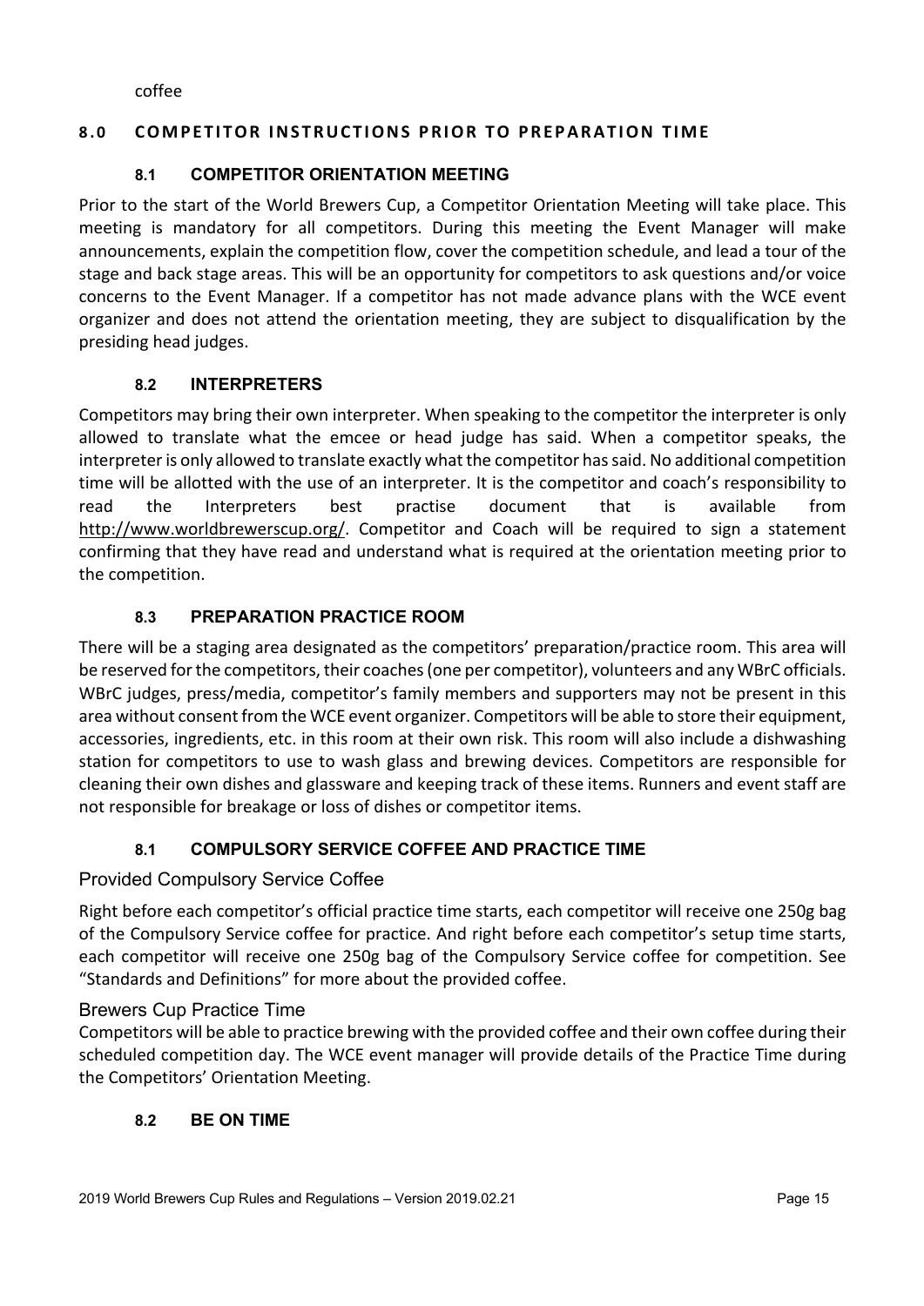coffee

## 8.0 COMPETITOR INSTRUCTIONS PRIOR TO PREPARATION TIME

### 8.1 COMPETITOR ORIENTATION MEETING

Prior to the start of the World Brewers Cup, a Competitor Orientation Meeting will take place. This meeting is mandatory for all competitors. During this meeting the Event Manager will make announcements, explain the competition flow, cover the competition schedule, and lead a tour of the stage and back stage areas. This will be an opportunity for competitors to ask questions and/or voice concerns to the Event Manager. If a competitor has not made advance plans with the WCE event organizer and does not attend the orientation meeting, they are subject to disqualification by the presiding head judges.

### 8.2 INTERPRETERS

Competitors may bring their own interpreter. When speaking to the competitor the interpreter is only allowed to translate what the emcee or head judge has said. When a competitor speaks, the interpreter is only allowed to translate exactly what the competitor has said. No additional competition time will be allotted with the use of an interpreter. It is the competitor and coach's responsibility to read the Interpreters best practise document that is available from http://www.worldbrewerscup.org/. Competitor and Coach will be required to sign a statement confirming that they have read and understand what is required at the orientation meeting prior to the competition.

### 8.3 PREPARATION PRACTICE ROOM

There will be a staging area designated as the competitors' preparation/practice room. This area will be reserved for the competitors, their coaches (one per competitor), volunteers and any WBrC officials. WBrC judges, press/media, competitor's family members and supporters may not be present in this area without consent from the WCE event organizer. Competitors will be able to store their equipment, accessories, ingredients, etc. in this room at their own risk. This room will also include a dishwashing station for competitors to use to wash glass and brewing devices. Competitors are responsible for cleaning their own dishes and glassware and keeping track of these items. Runners and event staff are not responsible for breakage or loss of dishes or competitor items.

### 8.1 COMPULSORY SERVICE COFFEE AND PRACTICE TIME

#### Provided Compulsory Service Coffee

Right before each competitor's official practice time starts, each competitor will receive one 250g bag of the Compulsory Service coffee for practice. And right before each competitor's setup time starts, each competitor will receive one 250g bag of the Compulsory Service coffee for competition. See "Standards and Definitions" for more about the provided coffee.

#### Brewers Cup Practice Time

Competitors will be able to practice brewing with the provided coffee and their own coffee during their scheduled competition day. The WCE event manager will provide details of the Practice Time during the Competitors' Orientation Meeting.

### 8.2 BE ON TIME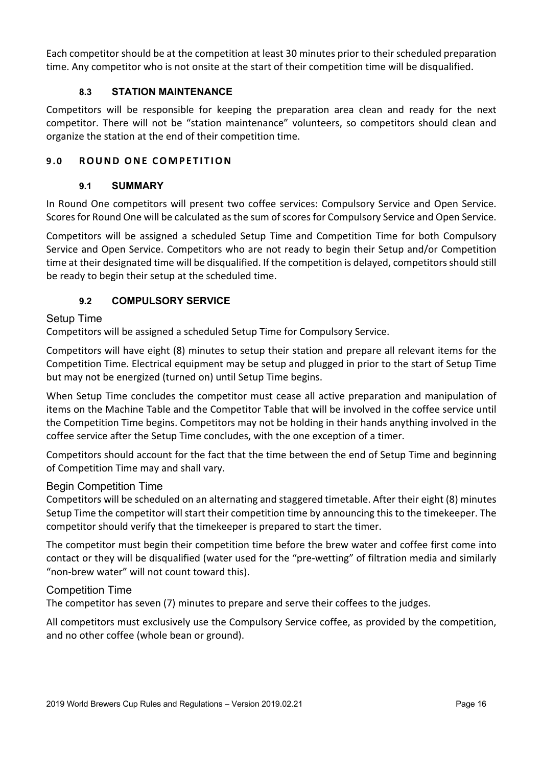Each competitor should be at the competition at least 30 minutes prior to their scheduled preparation time. Any competitor who is not onsite at the start of their competition time will be disqualified.

### 8.3 STATION MAINTENANCE

Competitors will be responsible for keeping the preparation area clean and ready for the next competitor. There will not be "station maintenance" volunteers, so competitors should clean and organize the station at the end of their competition time.

## 9.0 ROUND ONE COMPETITION

### 9.1 SUMMARY

In Round One competitors will present two coffee services: Compulsory Service and Open Service. Scores for Round One will be calculated as the sum of scores for Compulsory Service and Open Service.

Competitors will be assigned a scheduled Setup Time and Competition Time for both Compulsory Service and Open Service. Competitors who are not ready to begin their Setup and/or Competition time at their designated time will be disqualified. If the competition is delayed, competitors should still be ready to begin their setup at the scheduled time.

### 9.2 COMPULSORY SERVICE

#### Setup Time

Competitors will be assigned a scheduled Setup Time for Compulsory Service.

Competitors will have eight (8) minutes to setup their station and prepare all relevant items for the Competition Time. Electrical equipment may be setup and plugged in prior to the start of Setup Time but may not be energized (turned on) until Setup Time begins.

When Setup Time concludes the competitor must cease all active preparation and manipulation of items on the Machine Table and the Competitor Table that will be involved in the coffee service until the Competition Time begins. Competitors may not be holding in their hands anything involved in the coffee service after the Setup Time concludes, with the one exception of a timer.

Competitors should account for the fact that the time between the end of Setup Time and beginning of Competition Time may and shall vary.

#### Begin Competition Time

Competitors will be scheduled on an alternating and staggered timetable. After their eight (8) minutes Setup Time the competitor will start their competition time by announcing this to the timekeeper. The competitor should verify that the timekeeper is prepared to start the timer.

The competitor must begin their competition time before the brew water and coffee first come into contact or they will be disqualified (water used for the "pre-wetting" of filtration media and similarly "non-brew water" will not count toward this).

#### Competition Time

The competitor has seven (7) minutes to prepare and serve their coffees to the judges.

All competitors must exclusively use the Compulsory Service coffee, as provided by the competition, and no other coffee (whole bean or ground).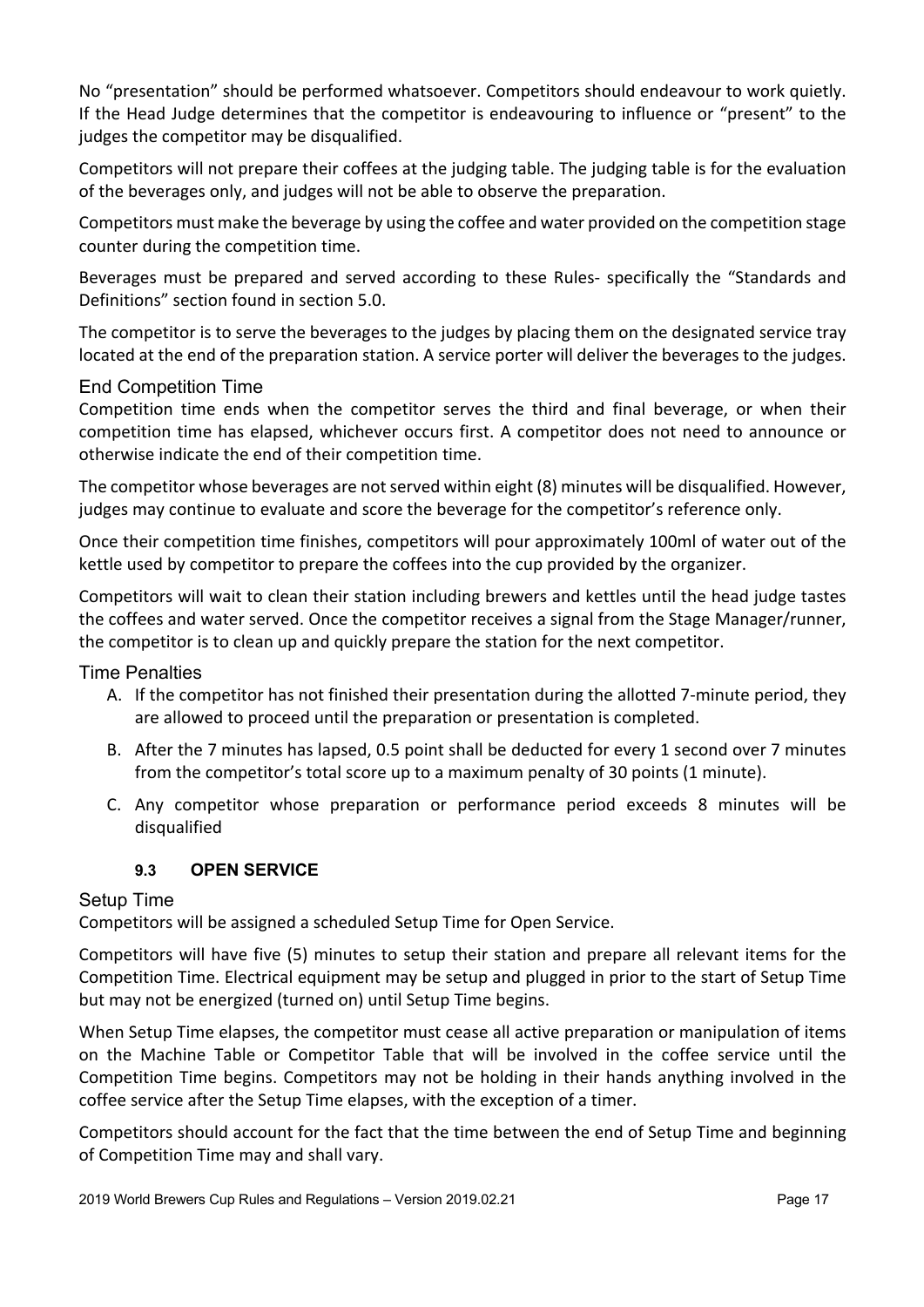No "presentation" should be performed whatsoever. Competitors should endeavour to work quietly. If the Head Judge determines that the competitor is endeavouring to influence or "present" to the judges the competitor may be disqualified.

Competitors will not prepare their coffees at the judging table. The judging table is for the evaluation of the beverages only, and judges will not be able to observe the preparation.

Competitors must make the beverage by using the coffee and water provided on the competition stage counter during the competition time.

Beverages must be prepared and served according to these Rules- specifically the "Standards and Definitions" section found in section 5.0.

The competitor is to serve the beverages to the judges by placing them on the designated service tray located at the end of the preparation station. A service porter will deliver the beverages to the judges.

#### End Competition Time

Competition time ends when the competitor serves the third and final beverage, or when their competition time has elapsed, whichever occurs first. A competitor does not need to announce or otherwise indicate the end of their competition time.

The competitor whose beverages are not served within eight (8) minutes will be disqualified. However, judges may continue to evaluate and score the beverage for the competitor's reference only.

Once their competition time finishes, competitors will pour approximately 100ml of water out of the kettle used by competitor to prepare the coffees into the cup provided by the organizer.

Competitors will wait to clean their station including brewers and kettles until the head judge tastes the coffees and water served. Once the competitor receives a signal from the Stage Manager/runner, the competitor is to clean up and quickly prepare the station for the next competitor.

#### Time Penalties

A. If the competitor has not finished their presentation during the allotted 7-minute period, they are allowed to proceed until the preparation or presentation is completed.
B. After the 7 minutes has lapsed, 0.5 point shall be deducted for every 1 second over 7 minutes from the competitor's total score up to a maximum penalty of 30 points (1 minute).
C. Any competitor whose preparation or performance period exceeds 8 minutes will be disqualified

### 9.3 OPEN SERVICE

#### Setup Time

Competitors will be assigned a scheduled Setup Time for Open Service.

Competitors will have five (5) minutes to setup their station and prepare all relevant items for the Competition Time. Electrical equipment may be setup and plugged in prior to the start of Setup Time but may not be energized (turned on) until Setup Time begins.

When Setup Time elapses, the competitor must cease all active preparation or manipulation of items on the Machine Table or Competitor Table that will be involved in the coffee service until the Competition Time begins. Competitors may not be holding in their hands anything involved in the coffee service after the Setup Time elapses, with the exception of a timer.

Competitors should account for the fact that the time between the end of Setup Time and beginning of Competition Time may and shall vary.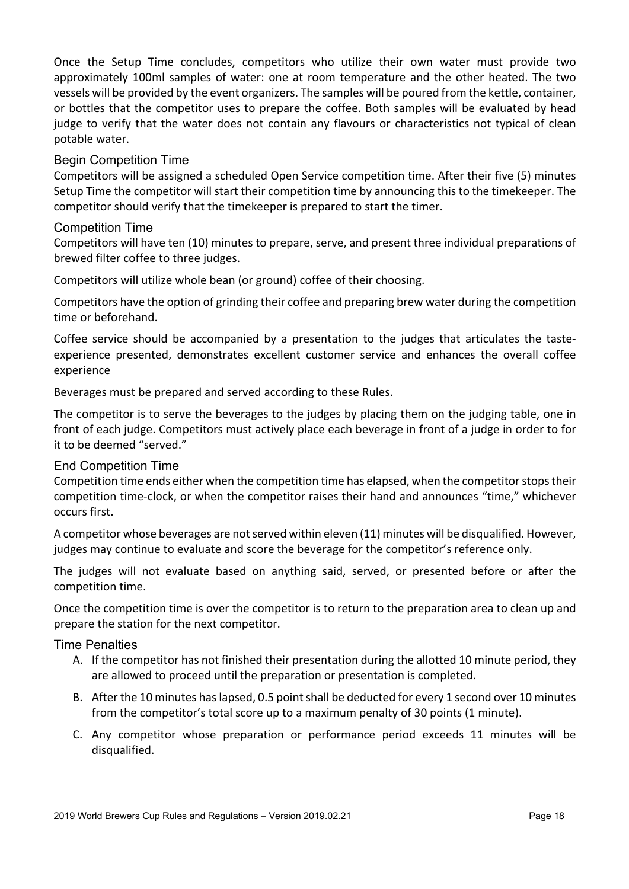Once the Setup Time concludes, competitors who utilize their own water must provide two approximately 100ml samples of water: one at room temperature and the other heated. The two vessels will be provided by the event organizers. The samples will be poured from the kettle, container, or bottles that the competitor uses to prepare the coffee. Both samples will be evaluated by head judge to verify that the water does not contain any flavours or characteristics not typical of clean potable water.

### Begin Competition Time

Competitors will be assigned a scheduled Open Service competition time. After their five (5) minutes Setup Time the competitor will start their competition time by announcing this to the timekeeper. The competitor should verify that the timekeeper is prepared to start the timer.

### Competition Time

Competitors will have ten (10) minutes to prepare, serve, and present three individual preparations of brewed filter coffee to three judges.

Competitors will utilize whole bean (or ground) coffee of their choosing.

Competitors have the option of grinding their coffee and preparing brew water during the competition time or beforehand.

Coffee service should be accompanied by a presentation to the judges that articulates the taste-experience presented, demonstrates excellent customer service and enhances the overall coffee experience

Beverages must be prepared and served according to these Rules.

The competitor is to serve the beverages to the judges by placing them on the judging table, one in front of each judge. Competitors must actively place each beverage in front of a judge in order to for it to be deemed "served."

### End Competition Time

Competition time ends either when the competition time has elapsed, when the competitor stops their competition time-clock, or when the competitor raises their hand and announces "time," whichever occurs first.

A competitor whose beverages are not served within eleven (11) minutes will be disqualified. However, judges may continue to evaluate and score the beverage for the competitor's reference only.

The judges will not evaluate based on anything said, served, or presented before or after the competition time.

Once the competition time is over the competitor is to return to the preparation area to clean up and prepare the station for the next competitor.

### Time Penalties

A. If the competitor has not finished their presentation during the allotted 10 minute period, they are allowed to proceed until the preparation or presentation is completed.

B. After the 10 minutes has lapsed, 0.5 point shall be deducted for every 1 second over 10 minutes from the competitor's total score up to a maximum penalty of 30 points (1 minute).

C. Any competitor whose preparation or performance period exceeds 11 minutes will be disqualified.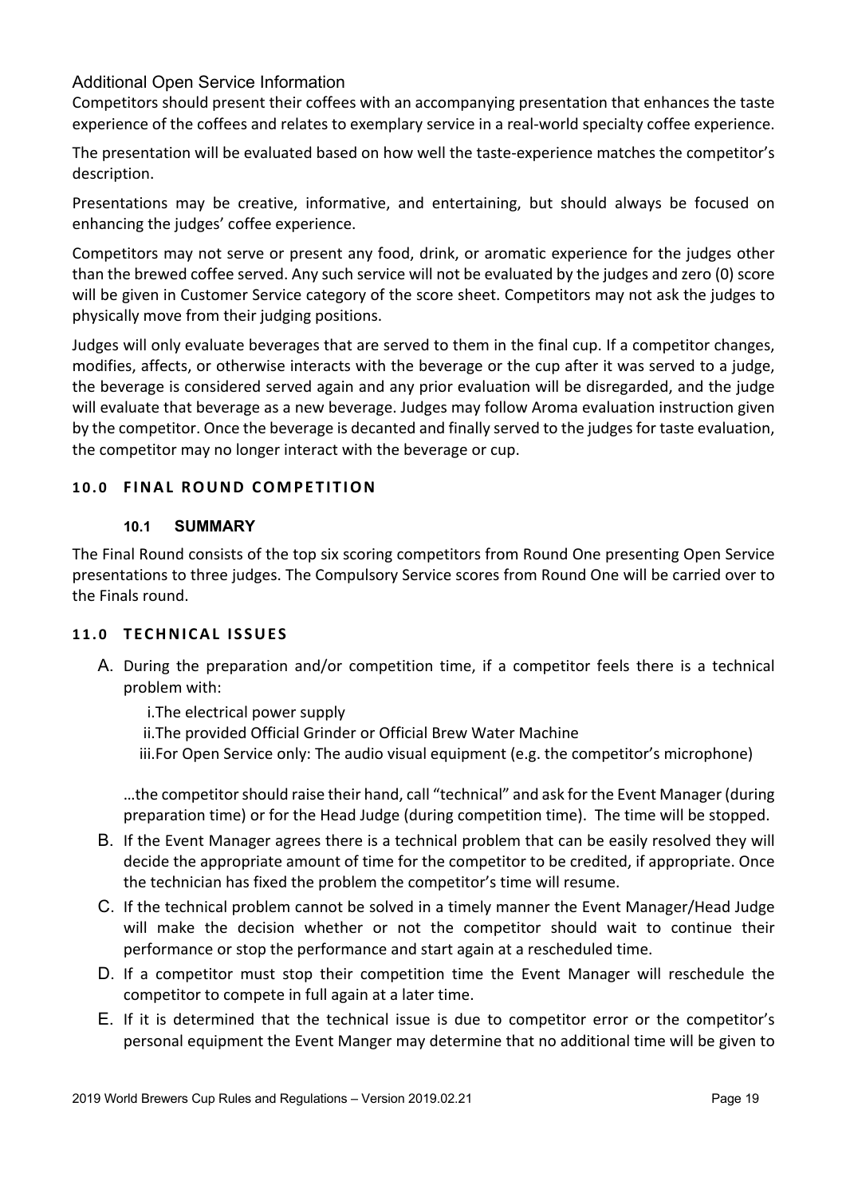### Additional Open Service Information

Competitors should present their coffees with an accompanying presentation that enhances the taste experience of the coffees and relates to exemplary service in a real-world specialty coffee experience.

The presentation will be evaluated based on how well the taste-experience matches the competitor's description.

Presentations may be creative, informative, and entertaining, but should always be focused on enhancing the judges' coffee experience.

Competitors may not serve or present any food, drink, or aromatic experience for the judges other than the brewed coffee served. Any such service will not be evaluated by the judges and zero (0) score will be given in Customer Service category of the score sheet. Competitors may not ask the judges to physically move from their judging positions.

Judges will only evaluate beverages that are served to them in the final cup. If a competitor changes, modifies, affects, or otherwise interacts with the beverage or the cup after it was served to a judge, the beverage is considered served again and any prior evaluation will be disregarded, and the judge will evaluate that beverage as a new beverage. Judges may follow Aroma evaluation instruction given by the competitor. Once the beverage is decanted and finally served to the judges for taste evaluation, the competitor may no longer interact with the beverage or cup.

## 10.0 FINAL ROUND COMPETITION

### 10.1 SUMMARY

The Final Round consists of the top six scoring competitors from Round One presenting Open Service presentations to three judges. The Compulsory Service scores from Round One will be carried over to the Finals round.

## 11.0 TECHNICAL ISSUES

A. During the preparation and/or competition time, if a competitor feels there is a technical problem with:

   i. The electrical power supply
   ii. The provided Official Grinder or Official Brew Water Machine
   iii. For Open Service only: The audio visual equipment (e.g. the competitor's microphone)

   …the competitor should raise their hand, call "technical" and ask for the Event Manager (during preparation time) or for the Head Judge (during competition time). The time will be stopped.

B. If the Event Manager agrees there is a technical problem that can be easily resolved they will decide the appropriate amount of time for the competitor to be credited, if appropriate. Once the technician has fixed the problem the competitor's time will resume.

C. If the technical problem cannot be solved in a timely manner the Event Manager/Head Judge will make the decision whether or not the competitor should wait to continue their performance or stop the performance and start again at a rescheduled time.

D. If a competitor must stop their competition time the Event Manager will reschedule the competitor to compete in full again at a later time.

E. If it is determined that the technical issue is due to competitor error or the competitor's personal equipment the Event Manger may determine that no additional time will be given to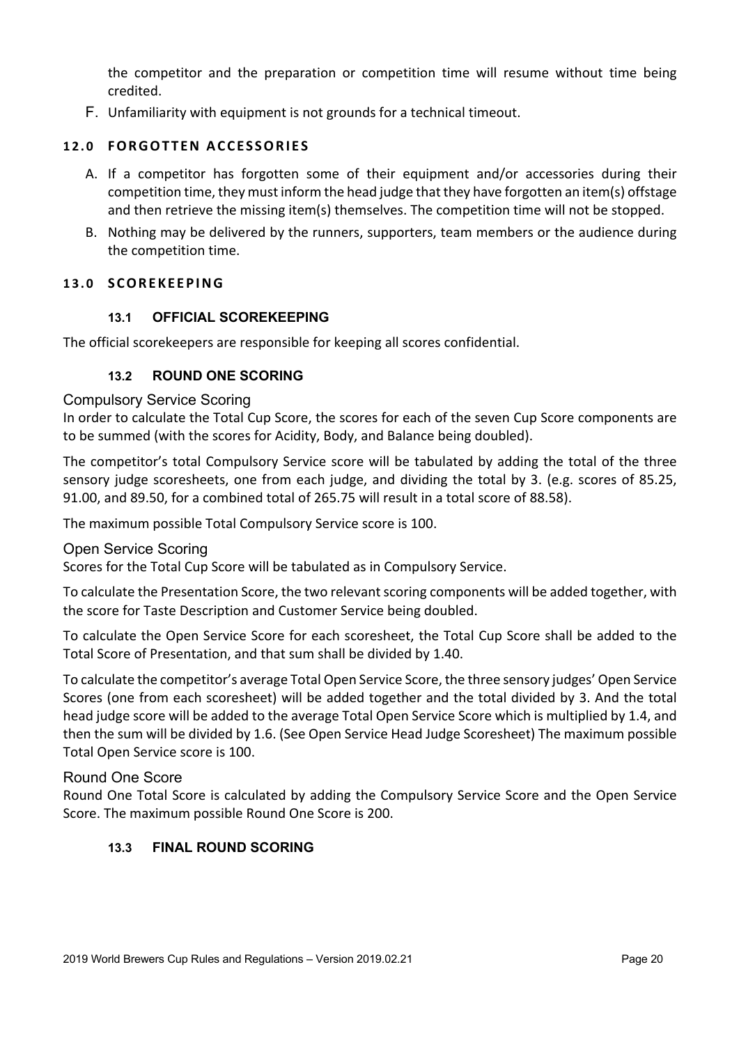the competitor and the preparation or competition time will resume without time being credited.

F. Unfamiliarity with equipment is not grounds for a technical timeout.

## 12.0 FORGOTTEN ACCESSORIES

A. If a competitor has forgotten some of their equipment and/or accessories during their competition time, they must inform the head judge that they have forgotten an item(s) offstage and then retrieve the missing item(s) themselves. The competition time will not be stopped.

B. Nothing may be delivered by the runners, supporters, team members or the audience during the competition time.

## 13.0 SCOREKEEPING

### 13.1 OFFICIAL SCOREKEEPING

The official scorekeepers are responsible for keeping all scores confidential.

### 13.2 ROUND ONE SCORING

#### Compulsory Service Scoring

In order to calculate the Total Cup Score, the scores for each of the seven Cup Score components are to be summed (with the scores for Acidity, Body, and Balance being doubled).

The competitor's total Compulsory Service score will be tabulated by adding the total of the three sensory judge scoresheets, one from each judge, and dividing the total by 3. (e.g. scores of 85.25, 91.00, and 89.50, for a combined total of 265.75 will result in a total score of 88.58).

The maximum possible Total Compulsory Service score is 100.

#### Open Service Scoring

Scores for the Total Cup Score will be tabulated as in Compulsory Service.

To calculate the Presentation Score, the two relevant scoring components will be added together, with the score for Taste Description and Customer Service being doubled.

To calculate the Open Service Score for each scoresheet, the Total Cup Score shall be added to the Total Score of Presentation, and that sum shall be divided by 1.40.

To calculate the competitor's average Total Open Service Score, the three sensory judges' Open Service Scores (one from each scoresheet) will be added together and the total divided by 3. And the total head judge score will be added to the average Total Open Service Score which is multiplied by 1.4, and then the sum will be divided by 1.6. (See Open Service Head Judge Scoresheet) The maximum possible Total Open Service score is 100.

#### Round One Score

Round One Total Score is calculated by adding the Compulsory Service Score and the Open Service Score. The maximum possible Round One Score is 200.

### 13.3 FINAL ROUND SCORING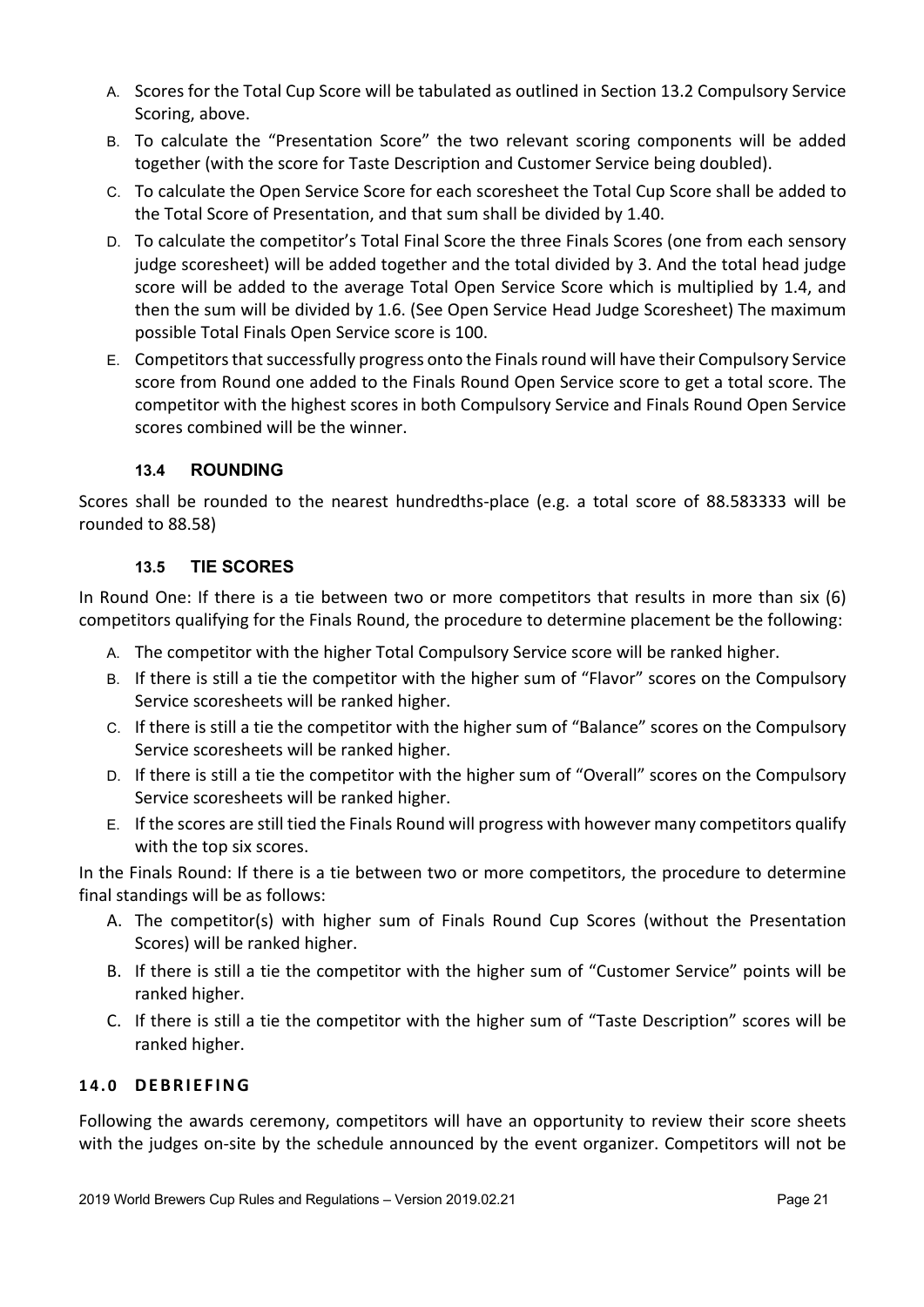A. Scores for the Total Cup Score will be tabulated as outlined in Section 13.2 Compulsory Service Scoring, above.
B. To calculate the "Presentation Score" the two relevant scoring components will be added together (with the score for Taste Description and Customer Service being doubled).
C. To calculate the Open Service Score for each scoresheet the Total Cup Score shall be added to the Total Score of Presentation, and that sum shall be divided by 1.40.
D. To calculate the competitor's Total Final Score the three Finals Scores (one from each sensory judge scoresheet) will be added together and the total divided by 3. And the total head judge score will be added to the average Total Open Service Score which is multiplied by 1.4, and then the sum will be divided by 1.6. (See Open Service Head Judge Scoresheet) The maximum possible Total Finals Open Service score is 100.
E. Competitors that successfully progress onto the Finals round will have their Compulsory Service score from Round one added to the Finals Round Open Service score to get a total score. The competitor with the highest scores in both Compulsory Service and Finals Round Open Service scores combined will be the winner.

### 13.4 ROUNDING

Scores shall be rounded to the nearest hundredths-place (e.g. a total score of 88.583333 will be rounded to 88.58)

### 13.5 TIE SCORES

In Round One: If there is a tie between two or more competitors that results in more than six (6) competitors qualifying for the Finals Round, the procedure to determine placement be the following:

A. The competitor with the higher Total Compulsory Service score will be ranked higher.
B. If there is still a tie the competitor with the higher sum of "Flavor" scores on the Compulsory Service scoresheets will be ranked higher.
C. If there is still a tie the competitor with the higher sum of "Balance" scores on the Compulsory Service scoresheets will be ranked higher.
D. If there is still a tie the competitor with the higher sum of "Overall" scores on the Compulsory Service scoresheets will be ranked higher.
E. If the scores are still tied the Finals Round will progress with however many competitors qualify with the top six scores.

In the Finals Round: If there is a tie between two or more competitors, the procedure to determine final standings will be as follows:

A. The competitor(s) with higher sum of Finals Round Cup Scores (without the Presentation Scores) will be ranked higher.
B. If there is still a tie the competitor with the higher sum of "Customer Service" points will be ranked higher.
C. If there is still a tie the competitor with the higher sum of "Taste Description" scores will be ranked higher.

## 14.0 DEBRIEFING

Following the awards ceremony, competitors will have an opportunity to review their score sheets with the judges on-site by the schedule announced by the event organizer. Competitors will not be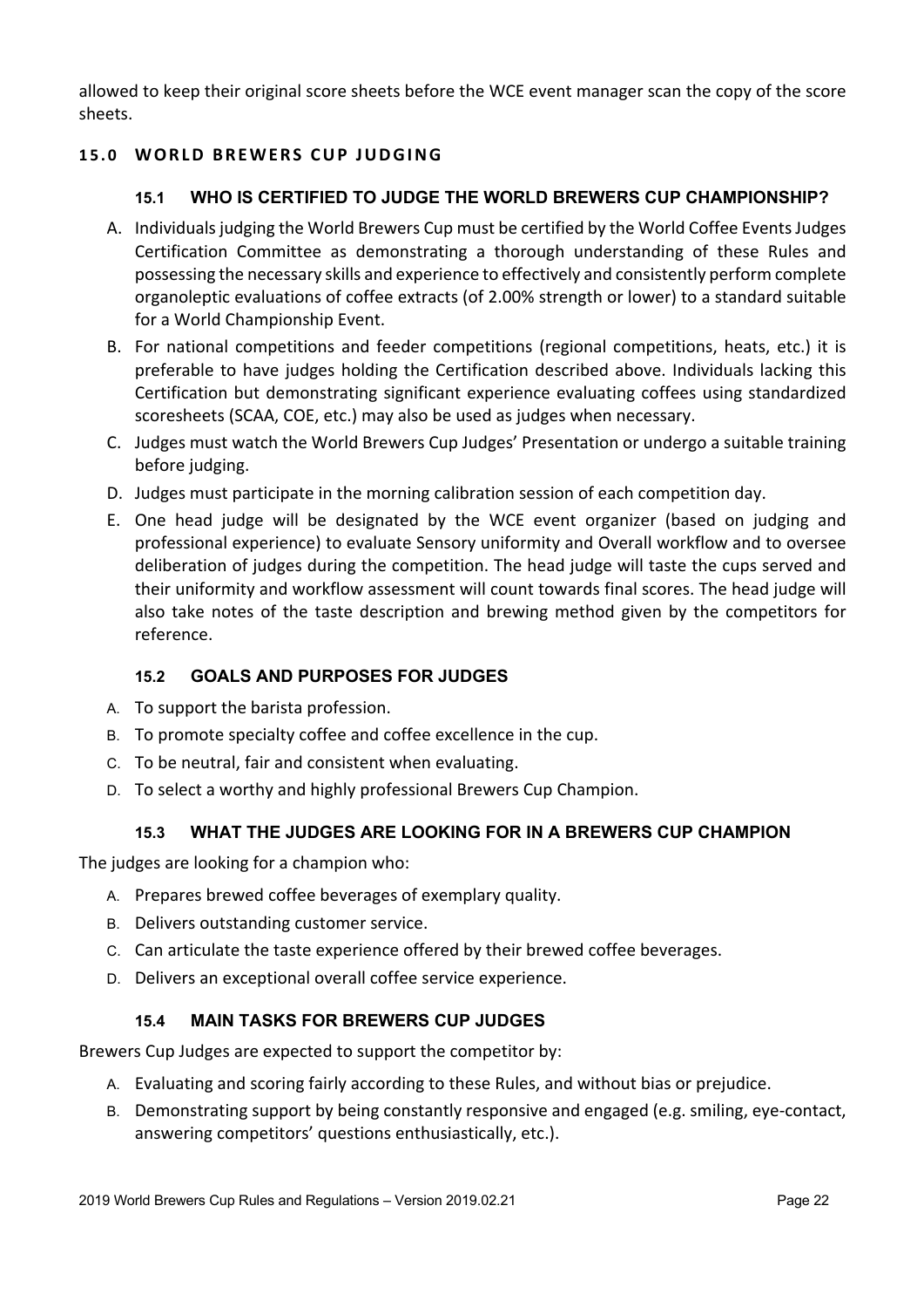allowed to keep their original score sheets before the WCE event manager scan the copy of the score sheets.

## 15.0 WORLD BREWERS CUP JUDGING

### 15.1 WHO IS CERTIFIED TO JUDGE THE WORLD BREWERS CUP CHAMPIONSHIP?

A. Individuals judging the World Brewers Cup must be certified by the World Coffee Events Judges Certification Committee as demonstrating a thorough understanding of these Rules and possessing the necessary skills and experience to effectively and consistently perform complete organoleptic evaluations of coffee extracts (of 2.00% strength or lower) to a standard suitable for a World Championship Event.

B. For national competitions and feeder competitions (regional competitions, heats, etc.) it is preferable to have judges holding the Certification described above. Individuals lacking this Certification but demonstrating significant experience evaluating coffees using standardized scoresheets (SCAA, COE, etc.) may also be used as judges when necessary.

C. Judges must watch the World Brewers Cup Judges' Presentation or undergo a suitable training before judging.

D. Judges must participate in the morning calibration session of each competition day.

E. One head judge will be designated by the WCE event organizer (based on judging and professional experience) to evaluate Sensory uniformity and Overall workflow and to oversee deliberation of judges during the competition. The head judge will taste the cups served and their uniformity and workflow assessment will count towards final scores. The head judge will also take notes of the taste description and brewing method given by the competitors for reference.

### 15.2 GOALS AND PURPOSES FOR JUDGES

A. To support the barista profession.

B. To promote specialty coffee and coffee excellence in the cup.

C. To be neutral, fair and consistent when evaluating.

D. To select a worthy and highly professional Brewers Cup Champion.

### 15.3 WHAT THE JUDGES ARE LOOKING FOR IN A BREWERS CUP CHAMPION

The judges are looking for a champion who:

A. Prepares brewed coffee beverages of exemplary quality.

B. Delivers outstanding customer service.

C. Can articulate the taste experience offered by their brewed coffee beverages.

D. Delivers an exceptional overall coffee service experience.

### 15.4 MAIN TASKS FOR BREWERS CUP JUDGES

Brewers Cup Judges are expected to support the competitor by:

A. Evaluating and scoring fairly according to these Rules, and without bias or prejudice.

B. Demonstrating support by being constantly responsive and engaged (e.g. smiling, eye-contact, answering competitors' questions enthusiastically, etc.).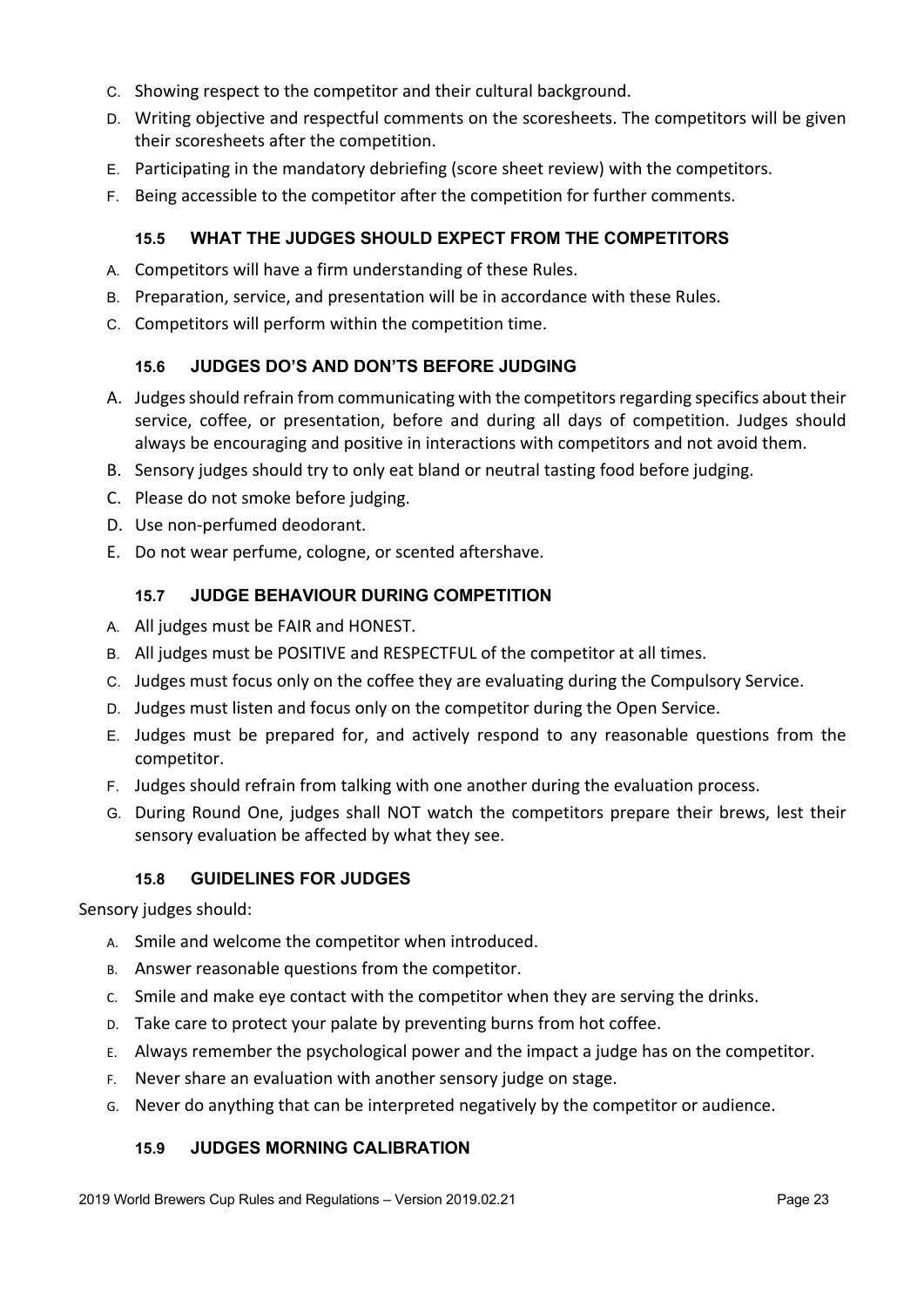C. Showing respect to the competitor and their cultural background.
D. Writing objective and respectful comments on the scoresheets. The competitors will be given their scoresheets after the competition.
E. Participating in the mandatory debriefing (score sheet review) with the competitors.
F. Being accessible to the competitor after the competition for further comments.

### 15.5 WHAT THE JUDGES SHOULD EXPECT FROM THE COMPETITORS

A. Competitors will have a firm understanding of these Rules.
B. Preparation, service, and presentation will be in accordance with these Rules.
C. Competitors will perform within the competition time.

### 15.6 JUDGES DO'S AND DON'TS BEFORE JUDGING

A. Judges should refrain from communicating with the competitors regarding specifics about their service, coffee, or presentation, before and during all days of competition. Judges should always be encouraging and positive in interactions with competitors and not avoid them.
B. Sensory judges should try to only eat bland or neutral tasting food before judging.
C. Please do not smoke before judging.
D. Use non-perfumed deodorant.
E. Do not wear perfume, cologne, or scented aftershave.

### 15.7 JUDGE BEHAVIOUR DURING COMPETITION

A. All judges must be FAIR and HONEST.
B. All judges must be POSITIVE and RESPECTFUL of the competitor at all times.
C. Judges must focus only on the coffee they are evaluating during the Compulsory Service.
D. Judges must listen and focus only on the competitor during the Open Service.
E. Judges must be prepared for, and actively respond to any reasonable questions from the competitor.
F. Judges should refrain from talking with one another during the evaluation process.
G. During Round One, judges shall NOT watch the competitors prepare their brews, lest their sensory evaluation be affected by what they see.

### 15.8 GUIDELINES FOR JUDGES

Sensory judges should:

A. Smile and welcome the competitor when introduced.
B. Answer reasonable questions from the competitor.
C. Smile and make eye contact with the competitor when they are serving the drinks.
D. Take care to protect your palate by preventing burns from hot coffee.
E. Always remember the psychological power and the impact a judge has on the competitor.
F. Never share an evaluation with another sensory judge on stage.
G. Never do anything that can be interpreted negatively by the competitor or audience.

### 15.9 JUDGES MORNING CALIBRATION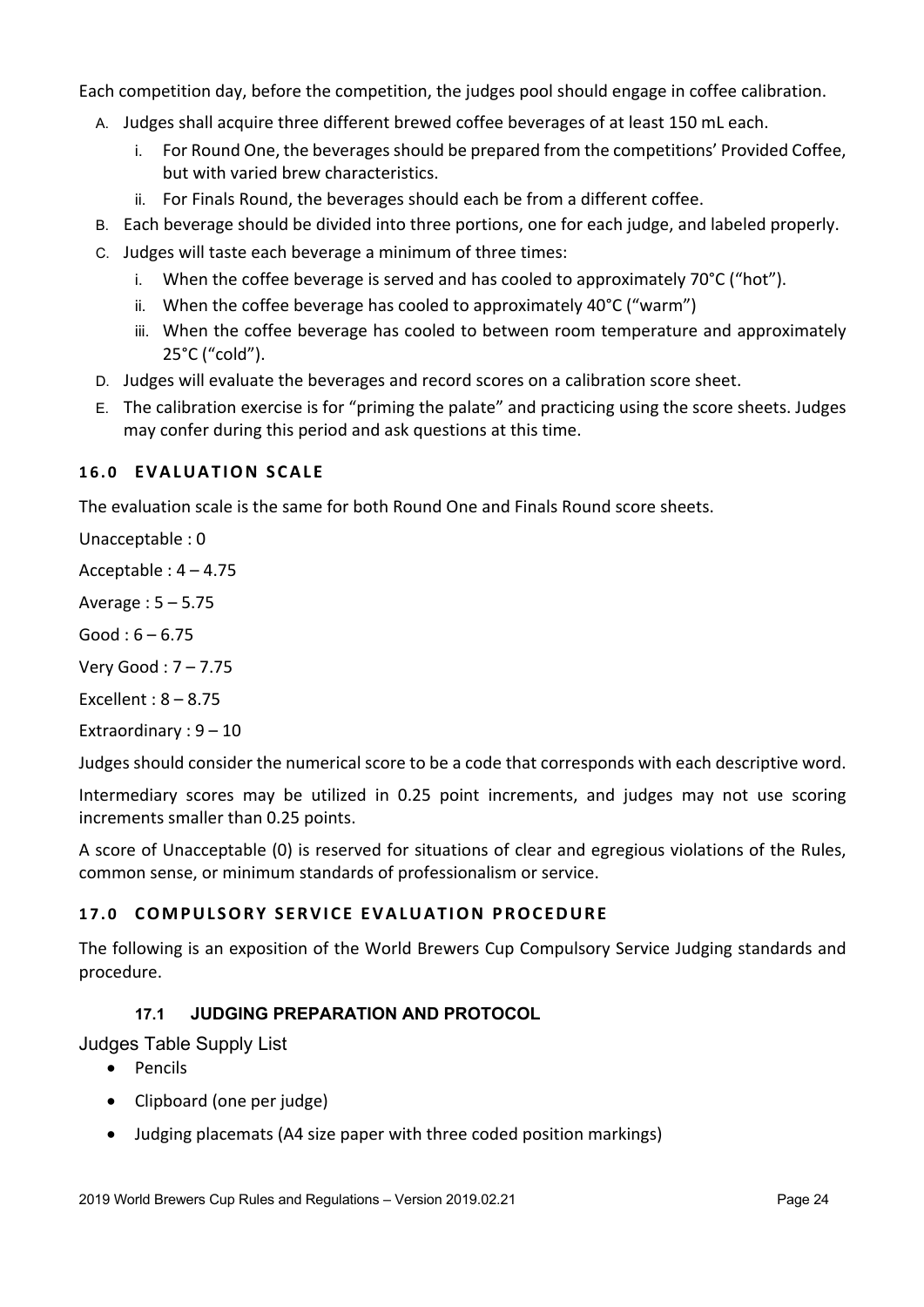Each competition day, before the competition, the judges pool should engage in coffee calibration.

A. Judges shall acquire three different brewed coffee beverages of at least 150 mL each.
   i. For Round One, the beverages should be prepared from the competitions' Provided Coffee, but with varied brew characteristics.
   ii. For Finals Round, the beverages should each be from a different coffee.
B. Each beverage should be divided into three portions, one for each judge, and labeled properly.
C. Judges will taste each beverage a minimum of three times:
   i. When the coffee beverage is served and has cooled to approximately 70°C ("hot").
   ii. When the coffee beverage has cooled to approximately 40°C ("warm")
   iii. When the coffee beverage has cooled to between room temperature and approximately 25°C ("cold").
D. Judges will evaluate the beverages and record scores on a calibration score sheet.
E. The calibration exercise is for "priming the palate" and practicing using the score sheets. Judges may confer during this period and ask questions at this time.

## 16.0 EVALUATION SCALE

The evaluation scale is the same for both Round One and Finals Round score sheets.

Unacceptable : 0

Acceptable : 4 – 4.75

Average : 5 – 5.75

Good : 6 – 6.75

Very Good : 7 – 7.75

Excellent : 8 – 8.75

Extraordinary : 9 – 10

Judges should consider the numerical score to be a code that corresponds with each descriptive word.

Intermediary scores may be utilized in 0.25 point increments, and judges may not use scoring increments smaller than 0.25 points.

A score of Unacceptable (0) is reserved for situations of clear and egregious violations of the Rules, common sense, or minimum standards of professionalism or service.

## 17.0 COMPULSORY SERVICE EVALUATION PROCEDURE

The following is an exposition of the World Brewers Cup Compulsory Service Judging standards and procedure.

### 17.1 JUDGING PREPARATION AND PROTOCOL

Judges Table Supply List

- Pencils
- Clipboard (one per judge)
- Judging placemats (A4 size paper with three coded position markings)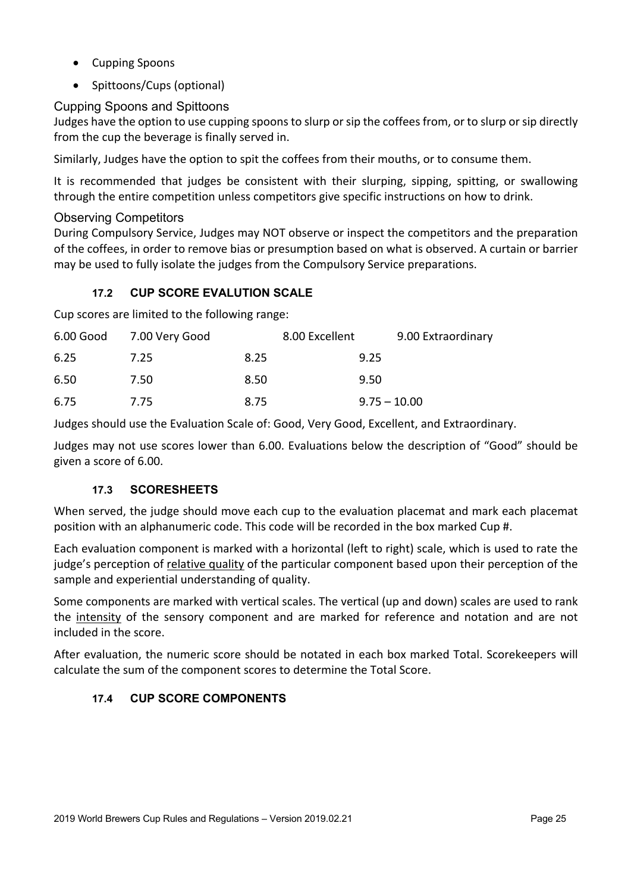- Cupping Spoons
- Spittoons/Cups (optional)

### Cupping Spoons and Spittoons

Judges have the option to use cupping spoons to slurp or sip the coffees from, or to slurp or sip directly from the cup the beverage is finally served in.

Similarly, Judges have the option to spit the coffees from their mouths, or to consume them.

It is recommended that judges be consistent with their slurping, sipping, spitting, or swallowing through the entire competition unless competitors give specific instructions on how to drink.

### Observing Competitors

During Compulsory Service, Judges may NOT observe or inspect the competitors and the preparation of the coffees, in order to remove bias or presumption based on what is observed. A curtain or barrier may be used to fully isolate the judges from the Compulsory Service preparations.

## 17.2 CUP SCORE EVALUTION SCALE

Cup scores are limited to the following range:

| 6.00 Good | 7.00 Very Good | 8.00 Excellent | 9.00 Extraordinary |
|---|---|---|---|
| 6.25 | 7.25 | 8.25 | 9.25 |
| 6.50 | 7.50 | 8.50 | 9.50 |
| 6.75 | 7.75 | 8.75 | 9.75 – 10.00 |

Judges should use the Evaluation Scale of: Good, Very Good, Excellent, and Extraordinary.

Judges may not use scores lower than 6.00. Evaluations below the description of "Good" should be given a score of 6.00.

## 17.3 SCORESHEETS

When served, the judge should move each cup to the evaluation placemat and mark each placemat position with an alphanumeric code. This code will be recorded in the box marked Cup #.

Each evaluation component is marked with a horizontal (left to right) scale, which is used to rate the judge's perception of relative quality of the particular component based upon their perception of the sample and experiential understanding of quality.

Some components are marked with vertical scales. The vertical (up and down) scales are used to rank the intensity of the sensory component and are marked for reference and notation and are not included in the score.

After evaluation, the numeric score should be notated in each box marked Total. Scorekeepers will calculate the sum of the component scores to determine the Total Score.

## 17.4 CUP SCORE COMPONENTS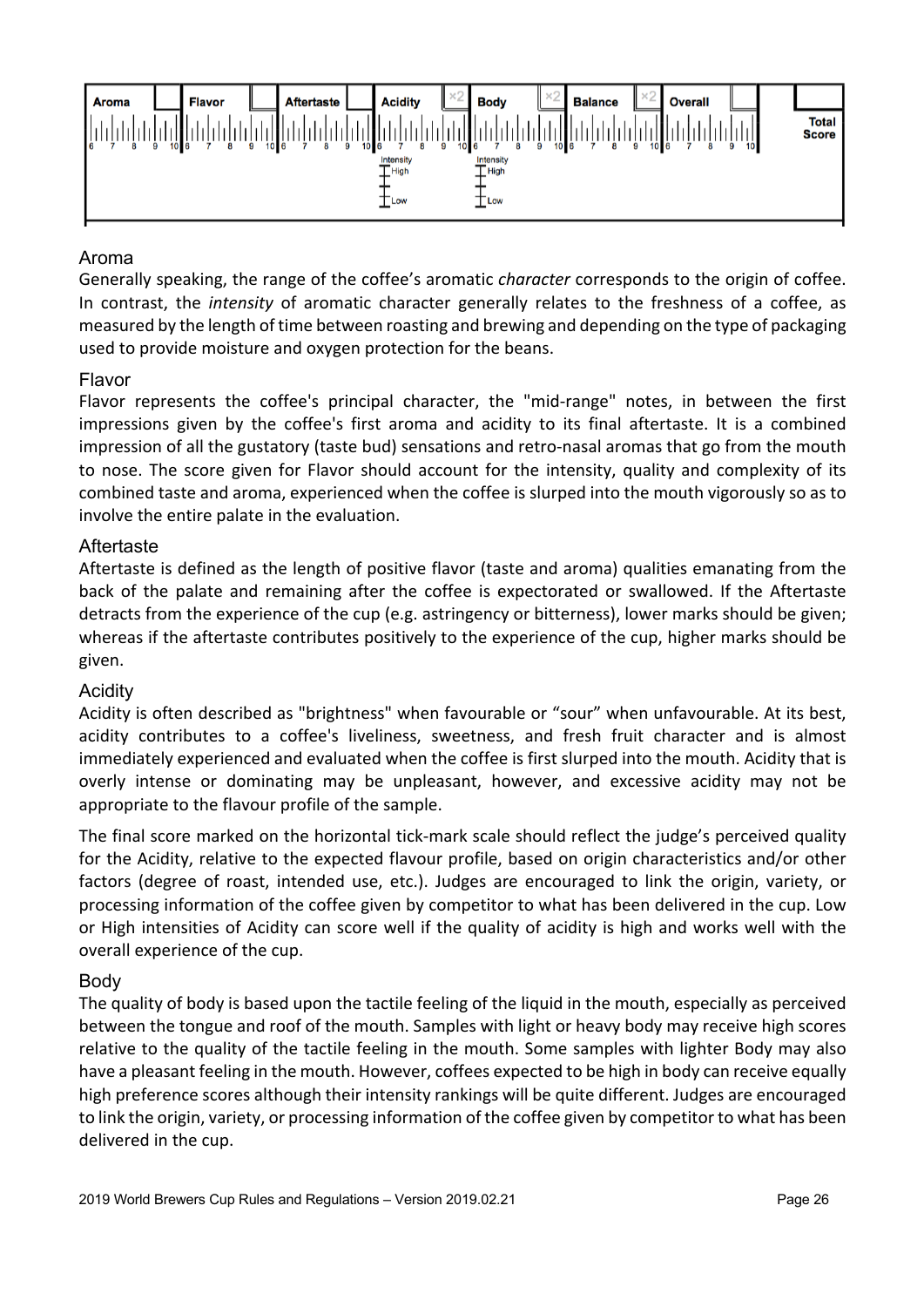| Aroma | Flavor | Aftertaste | Acidity ×2 | Body ×2 | Balance ×2 | Overall | Total Score |
|---|---|---|---|---|---|---|---|
| 6 7 8 9 10 | 6 7 8 9 10 | 6 7 8 9 10 | 6 7 8 9 10 | 6 7 8 9 10 | 6 7 8 9 10 | 6 7 8 9 10 | |
| | | | Intensity: High / Low | Intensity: High / Low | | | |

### Aroma

Generally speaking, the range of the coffee's aromatic *character* corresponds to the origin of coffee. In contrast, the *intensity* of aromatic character generally relates to the freshness of a coffee, as measured by the length of time between roasting and brewing and depending on the type of packaging used to provide moisture and oxygen protection for the beans.

### Flavor

Flavor represents the coffee's principal character, the "mid-range" notes, in between the first impressions given by the coffee's first aroma and acidity to its final aftertaste. It is a combined impression of all the gustatory (taste bud) sensations and retro-nasal aromas that go from the mouth to nose. The score given for Flavor should account for the intensity, quality and complexity of its combined taste and aroma, experienced when the coffee is slurped into the mouth vigorously so as to involve the entire palate in the evaluation.

### Aftertaste

Aftertaste is defined as the length of positive flavor (taste and aroma) qualities emanating from the back of the palate and remaining after the coffee is expectorated or swallowed. If the Aftertaste detracts from the experience of the cup (e.g. astringency or bitterness), lower marks should be given; whereas if the aftertaste contributes positively to the experience of the cup, higher marks should be given.

### Acidity

Acidity is often described as "brightness" when favourable or "sour" when unfavourable. At its best, acidity contributes to a coffee's liveliness, sweetness, and fresh fruit character and is almost immediately experienced and evaluated when the coffee is first slurped into the mouth. Acidity that is overly intense or dominating may be unpleasant, however, and excessive acidity may not be appropriate to the flavour profile of the sample.

The final score marked on the horizontal tick-mark scale should reflect the judge's perceived quality for the Acidity, relative to the expected flavour profile, based on origin characteristics and/or other factors (degree of roast, intended use, etc.). Judges are encouraged to link the origin, variety, or processing information of the coffee given by competitor to what has been delivered in the cup. Low or High intensities of Acidity can score well if the quality of acidity is high and works well with the overall experience of the cup.

### Body

The quality of body is based upon the tactile feeling of the liquid in the mouth, especially as perceived between the tongue and roof of the mouth. Samples with light or heavy body may receive high scores relative to the quality of the tactile feeling in the mouth. Some samples with lighter Body may also have a pleasant feeling in the mouth. However, coffees expected to be high in body can receive equally high preference scores although their intensity rankings will be quite different. Judges are encouraged to link the origin, variety, or processing information of the coffee given by competitor to what has been delivered in the cup.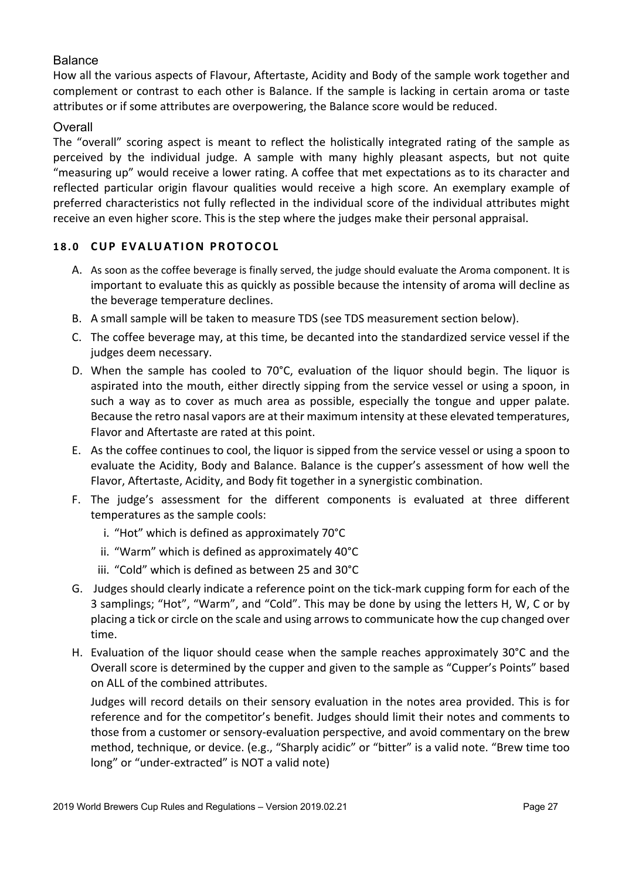### Balance

How all the various aspects of Flavour, Aftertaste, Acidity and Body of the sample work together and complement or contrast to each other is Balance. If the sample is lacking in certain aroma or taste attributes or if some attributes are overpowering, the Balance score would be reduced.

### Overall

The "overall" scoring aspect is meant to reflect the holistically integrated rating of the sample as perceived by the individual judge. A sample with many highly pleasant aspects, but not quite "measuring up" would receive a lower rating. A coffee that met expectations as to its character and reflected particular origin flavour qualities would receive a high score. An exemplary example of preferred characteristics not fully reflected in the individual score of the individual attributes might receive an even higher score. This is the step where the judges make their personal appraisal.

## 18.0 CUP EVALUATION PROTOCOL

A. As soon as the coffee beverage is finally served, the judge should evaluate the Aroma component. It is important to evaluate this as quickly as possible because the intensity of aroma will decline as the beverage temperature declines.

B. A small sample will be taken to measure TDS (see TDS measurement section below).

C. The coffee beverage may, at this time, be decanted into the standardized service vessel if the judges deem necessary.

D. When the sample has cooled to 70°C, evaluation of the liquor should begin. The liquor is aspirated into the mouth, either directly sipping from the service vessel or using a spoon, in such a way as to cover as much area as possible, especially the tongue and upper palate. Because the retro nasal vapors are at their maximum intensity at these elevated temperatures, Flavor and Aftertaste are rated at this point.

E. As the coffee continues to cool, the liquor is sipped from the service vessel or using a spoon to evaluate the Acidity, Body and Balance. Balance is the cupper's assessment of how well the Flavor, Aftertaste, Acidity, and Body fit together in a synergistic combination.

F. The judge's assessment for the different components is evaluated at three different temperatures as the sample cools:
   1. "Hot" which is defined as approximately 70°C
   2. "Warm" which is defined as approximately 40°C
   3. "Cold" which is defined as between 25 and 30°C

G. Judges should clearly indicate a reference point on the tick-mark cupping form for each of the 3 samplings; "Hot", "Warm", and "Cold". This may be done by using the letters H, W, C or by placing a tick or circle on the scale and using arrows to communicate how the cup changed over time.

H. Evaluation of the liquor should cease when the sample reaches approximately 30°C and the Overall score is determined by the cupper and given to the sample as "Cupper's Points" based on ALL of the combined attributes.

   Judges will record details on their sensory evaluation in the notes area provided. This is for reference and for the competitor's benefit. Judges should limit their notes and comments to those from a customer or sensory-evaluation perspective, and avoid commentary on the brew method, technique, or device. (e.g., "Sharply acidic" or "bitter" is a valid note. "Brew time too long" or "under-extracted" is NOT a valid note)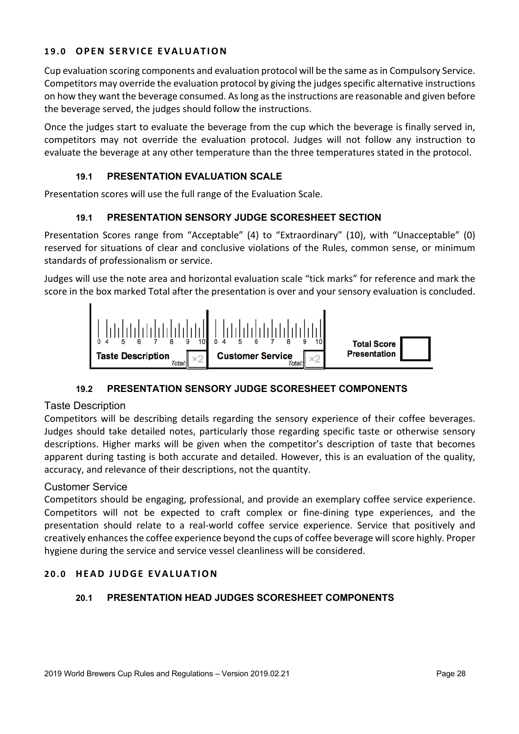## 19.0 OPEN SERVICE EVALUATION

Cup evaluation scoring components and evaluation protocol will be the same as in Compulsory Service. Competitors may override the evaluation protocol by giving the judges specific alternative instructions on how they want the beverage consumed. As long as the instructions are reasonable and given before the beverage served, the judges should follow the instructions.

Once the judges start to evaluate the beverage from the cup which the beverage is finally served in, competitors may not override the evaluation protocol. Judges will not follow any instruction to evaluate the beverage at any other temperature than the three temperatures stated in the protocol.

### 19.1 PRESENTATION EVALUATION SCALE

Presentation scores will use the full range of the Evaluation Scale.

### 19.1 PRESENTATION SENSORY JUDGE SCORESHEET SECTION

Presentation Scores range from "Acceptable" (4) to "Extraordinary" (10), with "Unacceptable" (0) reserved for situations of clear and conclusive violations of the Rules, common sense, or minimum standards of professionalism or service.

Judges will use the note area and horizontal evaluation scale "tick marks" for reference and mark the score in the box marked Total after the presentation is over and your sensory evaluation is concluded.

| 0 4 5 6 7 8 9 10 | 0 4 5 6 7 8 9 10 | |
|---|---|---|
| Taste Description Total: ×2 | Customer Service Total: ×2 | Total Score Presentation |

### 19.2 PRESENTATION SENSORY JUDGE SCORESHEET COMPONENTS

#### Taste Description

Competitors will be describing details regarding the sensory experience of their coffee beverages. Judges should take detailed notes, particularly those regarding specific taste or otherwise sensory descriptions. Higher marks will be given when the competitor's description of taste that becomes apparent during tasting is both accurate and detailed. However, this is an evaluation of the quality, accuracy, and relevance of their descriptions, not the quantity.

#### Customer Service

Competitors should be engaging, professional, and provide an exemplary coffee service experience. Competitors will not be expected to craft complex or fine-dining type experiences, and the presentation should relate to a real-world coffee service experience. Service that positively and creatively enhances the coffee experience beyond the cups of coffee beverage will score highly. Proper hygiene during the service and service vessel cleanliness will be considered.

## 20.0 HEAD JUDGE EVALUATION

### 20.1 PRESENTATION HEAD JUDGES SCORESHEET COMPONENTS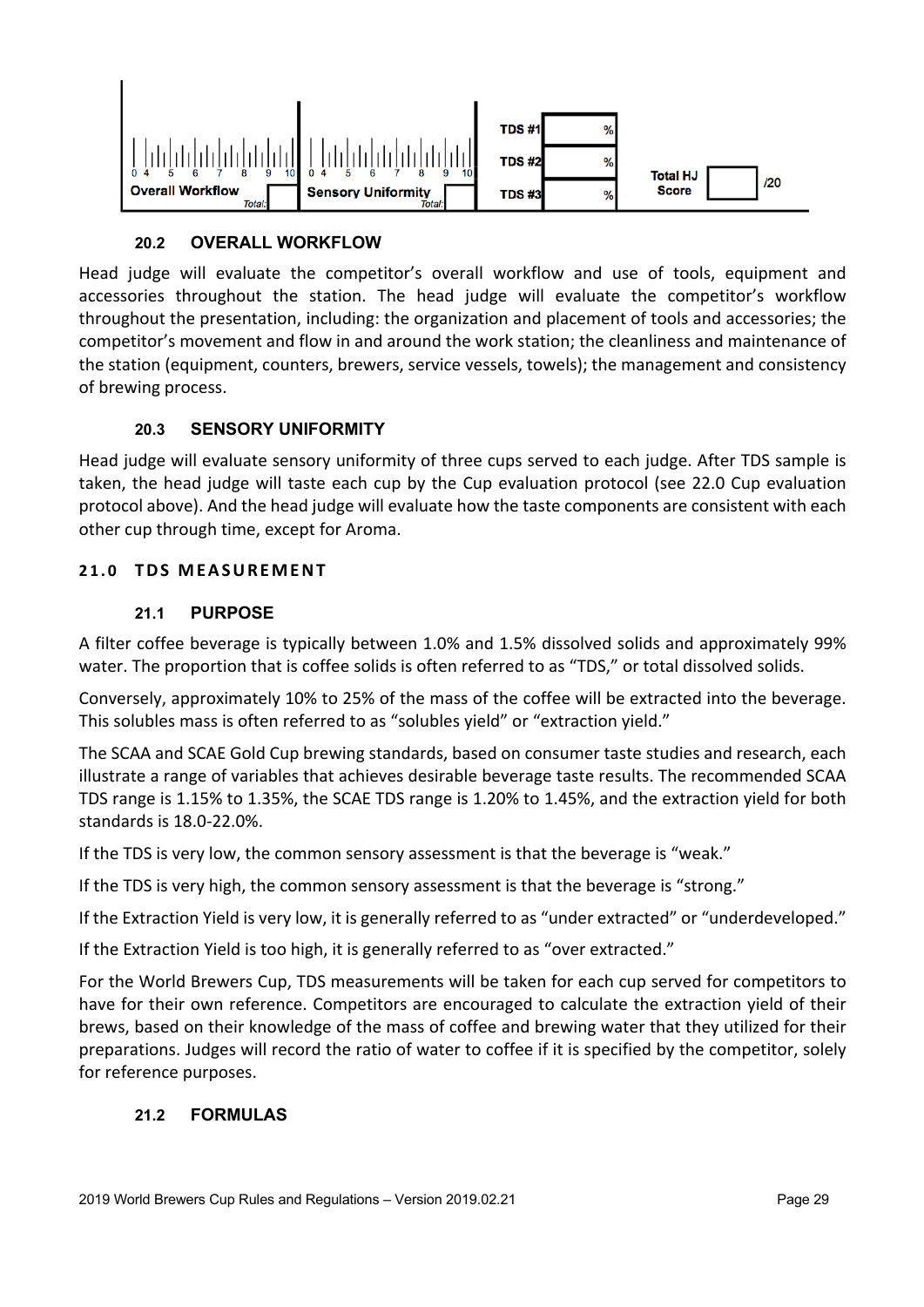| Overall Workflow (0 4 5 6 7 8 9 10) Total: | Sensory Uniformity (0 4 5 6 7 8 9 10) Total: | TDS #1 % | Total HJ Score /20 |
|---|---|---|---|
| | | TDS #2 % | |
| | | TDS #3 % | |

### 20.2 OVERALL WORKFLOW

Head judge will evaluate the competitor's overall workflow and use of tools, equipment and accessories throughout the station. The head judge will evaluate the competitor's workflow throughout the presentation, including: the organization and placement of tools and accessories; the competitor's movement and flow in and around the work station; the cleanliness and maintenance of the station (equipment, counters, brewers, service vessels, towels); the management and consistency of brewing process.

### 20.3 SENSORY UNIFORMITY

Head judge will evaluate sensory uniformity of three cups served to each judge. After TDS sample is taken, the head judge will taste each cup by the Cup evaluation protocol (see 22.0 Cup evaluation protocol above). And the head judge will evaluate how the taste components are consistent with each other cup through time, except for Aroma.

## 21.0 TDS MEASUREMENT

### 21.1 PURPOSE

A filter coffee beverage is typically between 1.0% and 1.5% dissolved solids and approximately 99% water. The proportion that is coffee solids is often referred to as "TDS," or total dissolved solids.

Conversely, approximately 10% to 25% of the mass of the coffee will be extracted into the beverage. This solubles mass is often referred to as "solubles yield" or "extraction yield."

The SCAA and SCAE Gold Cup brewing standards, based on consumer taste studies and research, each illustrate a range of variables that achieves desirable beverage taste results. The recommended SCAA TDS range is 1.15% to 1.35%, the SCAE TDS range is 1.20% to 1.45%, and the extraction yield for both standards is 18.0-22.0%.

If the TDS is very low, the common sensory assessment is that the beverage is "weak."

If the TDS is very high, the common sensory assessment is that the beverage is "strong."

If the Extraction Yield is very low, it is generally referred to as "under extracted" or "underdeveloped."

If the Extraction Yield is too high, it is generally referred to as "over extracted."

For the World Brewers Cup, TDS measurements will be taken for each cup served for competitors to have for their own reference. Competitors are encouraged to calculate the extraction yield of their brews, based on their knowledge of the mass of coffee and brewing water that they utilized for their preparations. Judges will record the ratio of water to coffee if it is specified by the competitor, solely for reference purposes.

### 21.2 FORMULAS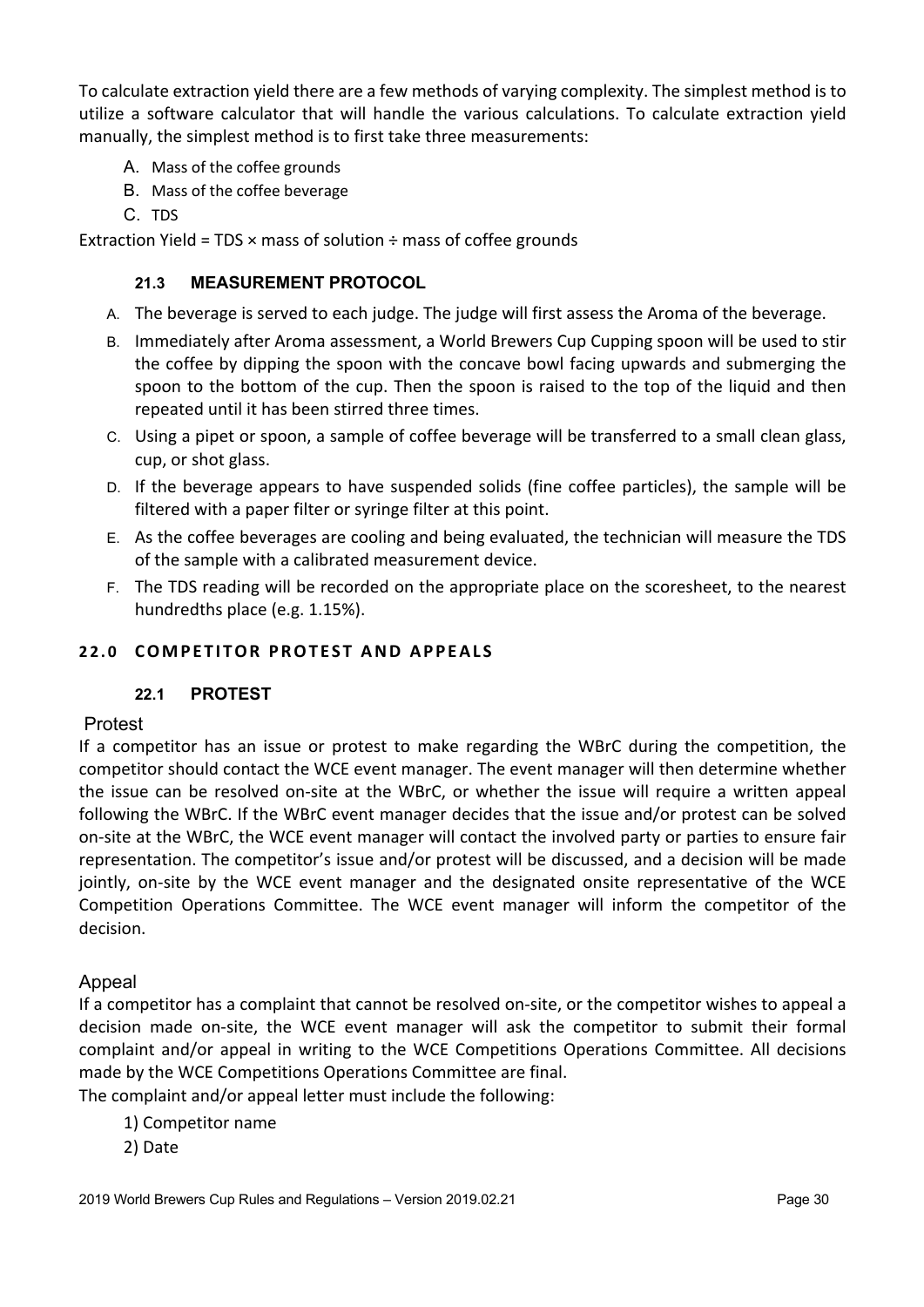To calculate extraction yield there are a few methods of varying complexity. The simplest method is to utilize a software calculator that will handle the various calculations. To calculate extraction yield manually, the simplest method is to first take three measurements:

A. Mass of the coffee grounds
B. Mass of the coffee beverage
C. TDS

Extraction Yield = TDS × mass of solution ÷ mass of coffee grounds

### 21.3 MEASUREMENT PROTOCOL

A. The beverage is served to each judge. The judge will first assess the Aroma of the beverage.
B. Immediately after Aroma assessment, a World Brewers Cup Cupping spoon will be used to stir the coffee by dipping the spoon with the concave bowl facing upwards and submerging the spoon to the bottom of the cup. Then the spoon is raised to the top of the liquid and then repeated until it has been stirred three times.
C. Using a pipet or spoon, a sample of coffee beverage will be transferred to a small clean glass, cup, or shot glass.
D. If the beverage appears to have suspended solids (fine coffee particles), the sample will be filtered with a paper filter or syringe filter at this point.
E. As the coffee beverages are cooling and being evaluated, the technician will measure the TDS of the sample with a calibrated measurement device.
F. The TDS reading will be recorded on the appropriate place on the scoresheet, to the nearest hundredths place (e.g. 1.15%).

## 22.0 COMPETITOR PROTEST AND APPEALS

### 22.1 PROTEST

#### Protest

If a competitor has an issue or protest to make regarding the WBrC during the competition, the competitor should contact the WCE event manager. The event manager will then determine whether the issue can be resolved on-site at the WBrC, or whether the issue will require a written appeal following the WBrC. If the WBrC event manager decides that the issue and/or protest can be solved on-site at the WBrC, the WCE event manager will contact the involved party or parties to ensure fair representation. The competitor's issue and/or protest will be discussed, and a decision will be made jointly, on-site by the WCE event manager and the designated onsite representative of the WCE Competition Operations Committee. The WCE event manager will inform the competitor of the decision.

#### Appeal

If a competitor has a complaint that cannot be resolved on-site, or the competitor wishes to appeal a decision made on-site, the WCE event manager will ask the competitor to submit their formal complaint and/or appeal in writing to the WCE Competitions Operations Committee. All decisions made by the WCE Competitions Operations Committee are final.

The complaint and/or appeal letter must include the following:

1) Competitor name
2) Date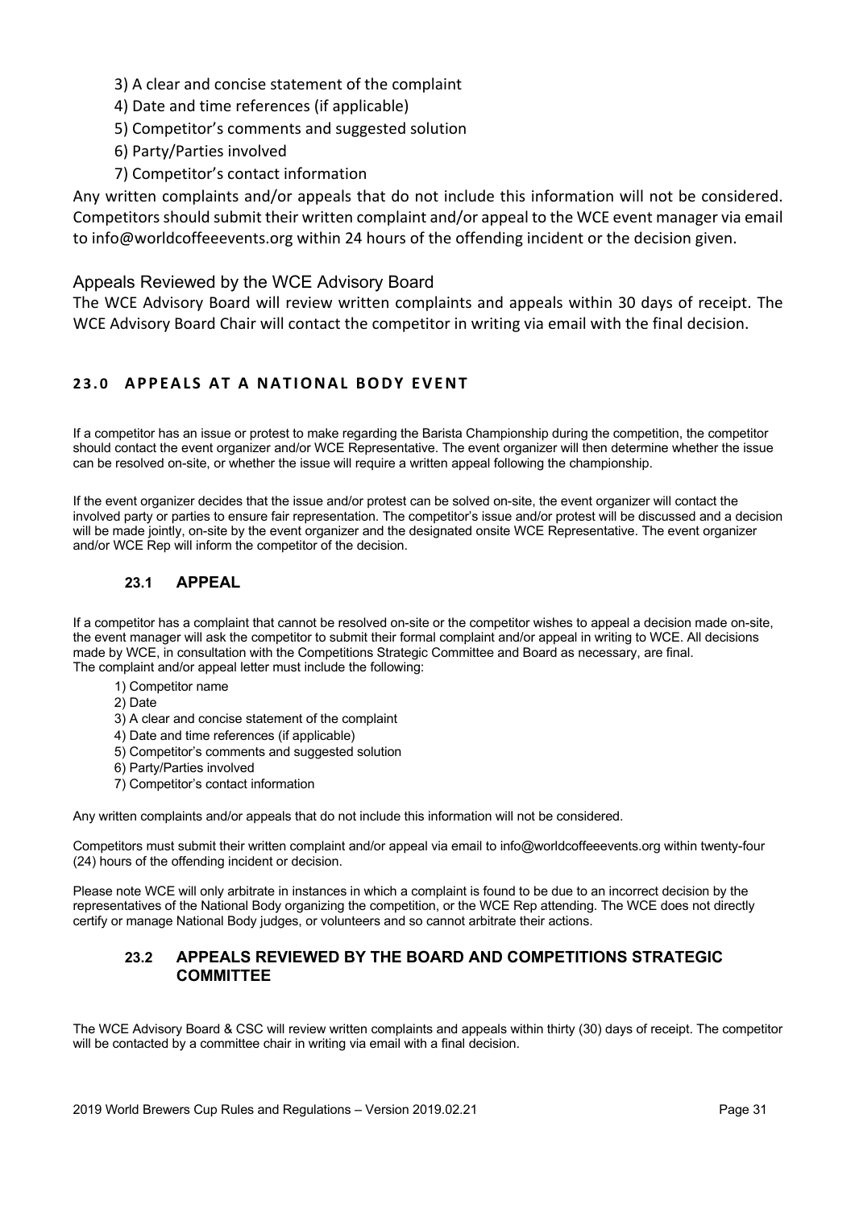3) A clear and concise statement of the complaint
4) Date and time references (if applicable)
5) Competitor's comments and suggested solution
6) Party/Parties involved
7) Competitor's contact information

Any written complaints and/or appeals that do not include this information will not be considered. Competitors should submit their written complaint and/or appeal to the WCE event manager via email to info@worldcoffeeevents.org within 24 hours of the offending incident or the decision given.

### Appeals Reviewed by the WCE Advisory Board

The WCE Advisory Board will review written complaints and appeals within 30 days of receipt. The WCE Advisory Board Chair will contact the competitor in writing via email with the final decision.

## 23.0 APPEALS AT A NATIONAL BODY EVENT

If a competitor has an issue or protest to make regarding the Barista Championship during the competition, the competitor should contact the event organizer and/or WCE Representative. The event organizer will then determine whether the issue can be resolved on-site, or whether the issue will require a written appeal following the championship.

If the event organizer decides that the issue and/or protest can be solved on-site, the event organizer will contact the involved party or parties to ensure fair representation. The competitor's issue and/or protest will be discussed and a decision will be made jointly, on-site by the event organizer and the designated onsite WCE Representative. The event organizer and/or WCE Rep will inform the competitor of the decision.

### 23.1 APPEAL

If a competitor has a complaint that cannot be resolved on-site or the competitor wishes to appeal a decision made on-site, the event manager will ask the competitor to submit their formal complaint and/or appeal in writing to WCE. All decisions made by WCE, in consultation with the Competitions Strategic Committee and Board as necessary, are final.
The complaint and/or appeal letter must include the following:

1) Competitor name
2) Date
3) A clear and concise statement of the complaint
4) Date and time references (if applicable)
5) Competitor's comments and suggested solution
6) Party/Parties involved
7) Competitor's contact information

Any written complaints and/or appeals that do not include this information will not be considered.

Competitors must submit their written complaint and/or appeal via email to info@worldcoffeeevents.org within twenty-four (24) hours of the offending incident or decision.

Please note WCE will only arbitrate in instances in which a complaint is found to be due to an incorrect decision by the representatives of the National Body organizing the competition, or the WCE Rep attending. The WCE does not directly certify or manage National Body judges, or volunteers and so cannot arbitrate their actions.

### 23.2 APPEALS REVIEWED BY THE BOARD AND COMPETITIONS STRATEGIC COMMITTEE

The WCE Advisory Board & CSC will review written complaints and appeals within thirty (30) days of receipt. The competitor will be contacted by a committee chair in writing via email with a final decision.